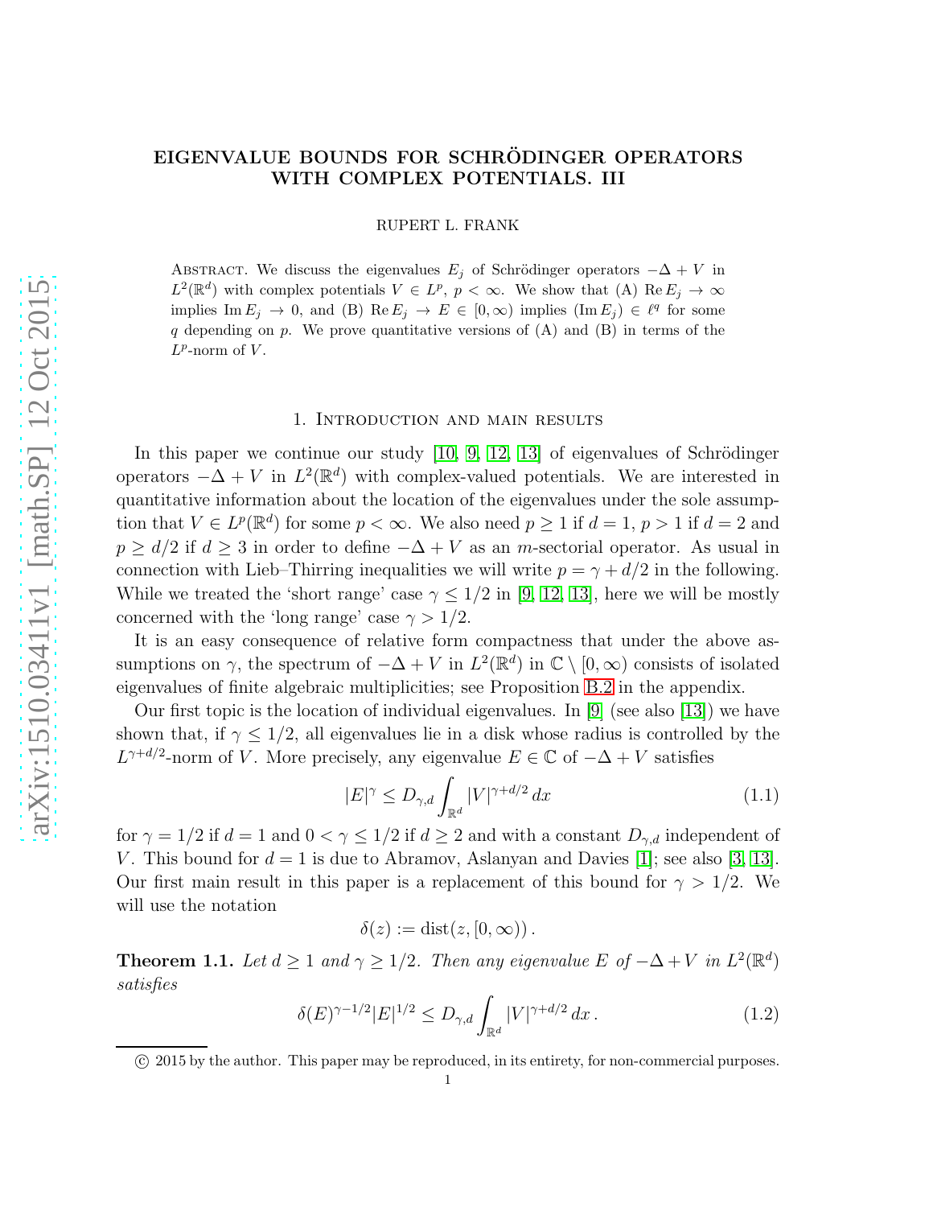# EIGENVALUE BOUNDS FOR SCHRÖDINGER OPERATORS WITH COMPLEX POTENTIALS. III

RUPERT L. FRANK

Abstract. We discuss the eigenvalues $E_j$ of Schrödinger operators $-\Delta + V$ in $L^2(\mathbb{R}^d)$ with complex potentials $V \in L^p$, $p < \infty$. We show that (A) $\operatorname{Re} E_j \to \infty$ implies $\operatorname{Im} E_j \to 0$, and (B) $\operatorname{Re} E_j \to E \in [0, \infty)$ implies $(\operatorname{Im} E_j) \in \ell^q$ for some $q$ depending on $p$. We prove quantitative versions of (A) and (B) in terms of the $L^p$-norm of $V$.

## 1. Introduction and main results

In this paper we continue our study [10, 9, 12, 13] of eigenvalues of Schrödinger operators $-\Delta + V$ in $L^2(\mathbb{R}^d)$ with complex-valued potentials. We are interested in quantitative information about the location of the eigenvalues under the sole assumption that $V \in L^p(\mathbb{R}^d)$ for some $p < \infty$. We also need $p \geq 1$ if $d = 1$, $p > 1$ if $d = 2$ and $p \geq d/2$ if $d \geq 3$ in order to define $-\Delta + V$ as an $m$-sectorial operator. As usual in connection with Lieb–Thirring inequalities we will write $p = \gamma + d/2$ in the following. While we treated the 'short range' case $\gamma \leq 1/2$ in [9, 12, 13], here we will be mostly concerned with the 'long range' case $\gamma > 1/2$.

It is an easy consequence of relative form compactness that under the above assumptions on $\gamma$, the spectrum of $-\Delta + V$ in $L^2(\mathbb{R}^d)$ in $\mathbb{C} \setminus [0, \infty)$ consists of isolated eigenvalues of finite algebraic multiplicities; see Proposition B.2 in the appendix.

Our first topic is the location of individual eigenvalues. In [9] (see also [13]) we have shown that, if $\gamma \leq 1/2$, all eigenvalues lie in a disk whose radius is controlled by the $L^{\gamma+d/2}$-norm of $V$. More precisely, any eigenvalue $E \in \mathbb{C}$ of $-\Delta + V$ satisfies

$$|E|^\gamma \leq D_{\gamma,d} \int_{\mathbb{R}^d} |V|^{\gamma+d/2} \, dx \tag{1.1}$$

for $\gamma = 1/2$ if $d = 1$ and $0 < \gamma \leq 1/2$ if $d \geq 2$ and with a constant $D_{\gamma,d}$ independent of $V$. This bound for $d = 1$ is due to Abramov, Aslanyan and Davies [1]; see also [3, 13]. Our first main result in this paper is a replacement of this bound for $\gamma > 1/2$. We will use the notation

$$\delta(z) := \operatorname{dist}(z, [0, \infty)) \, .$$

**Theorem 1.1.** *Let $d \geq 1$ and $\gamma \geq 1/2$. Then any eigenvalue $E$ of $-\Delta + V$ in $L^2(\mathbb{R}^d)$ satisfies*

$$\delta(E)^{\gamma-1/2} |E|^{1/2} \leq D_{\gamma,d} \int_{\mathbb{R}^d} |V|^{\gamma+d/2} \, dx \, . \tag{1.2}$$

© 2015 by the author. This paper may be reproduced, in its entirety, for non-commercial purposes.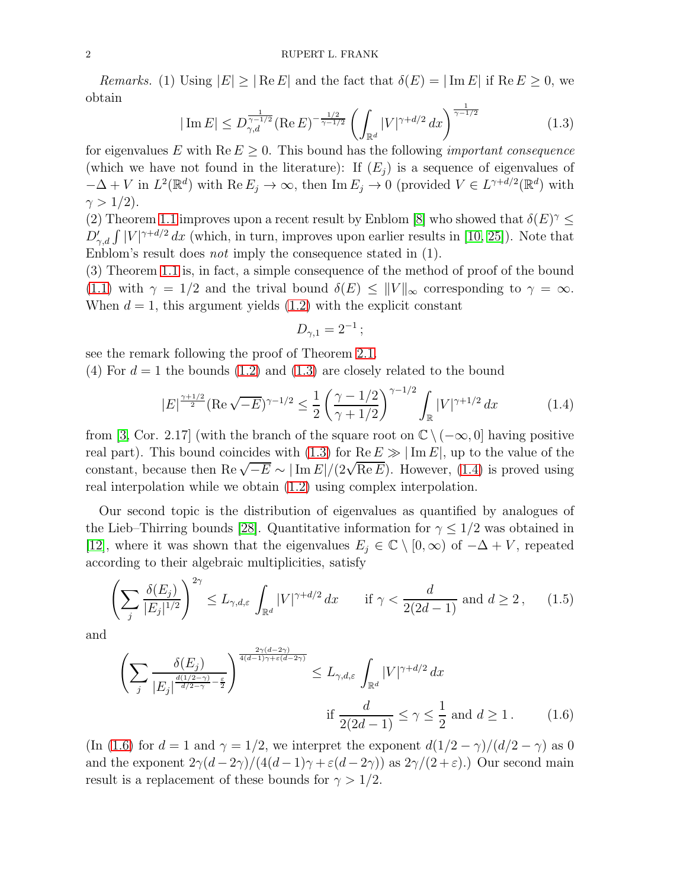*Remarks.* (1) Using $|E| \geq |\operatorname{Re} E|$ and the fact that $\delta(E) = |\operatorname{Im} E|$ if $\operatorname{Re} E \geq 0$, we obtain

$$
|\operatorname{Im} E| \leq D_{\gamma,d}^{\frac{1}{\gamma-1/2}} (\operatorname{Re} E)^{-\frac{1/2}{\gamma-1/2}} \left( \int_{\mathbb{R}^d} |V|^{\gamma+d/2}\, dx \right)^{\frac{1}{\gamma-1/2}} \tag{1.3}
$$

for eigenvalues $E$ with $\operatorname{Re} E \geq 0$. This bound has the following *important consequence* (which we have not found in the literature): If $(E_j)$ is a sequence of eigenvalues of $-\Delta + V$ in $L^2(\mathbb{R}^d)$ with $\operatorname{Re} E_j \to \infty$, then $\operatorname{Im} E_j \to 0$ (provided $V \in L^{\gamma+d/2}(\mathbb{R}^d)$ with $\gamma > 1/2$).

(2) Theorem 1.1 improves upon a recent result by Enblom [8] who showed that $\delta(E)^\gamma \leq D'_{\gamma,d} \int |V|^{\gamma+d/2}\, dx$ (which, in turn, improves upon earlier results in [10, 25]). Note that Enblom's result does *not* imply the consequence stated in (1).

(3) Theorem 1.1 is, in fact, a simple consequence of the method of proof of the bound (1.1) with $\gamma = 1/2$ and the trival bound $\delta(E) \leq \|V\|_\infty$ corresponding to $\gamma = \infty$. When $d = 1$, this argument yields (1.2) with the explicit constant

$$
D_{\gamma,1} = 2^{-1}\,;
$$

see the remark following the proof of Theorem 2.1.

(4) For $d = 1$ the bounds (1.2) and (1.3) are closely related to the bound

$$
|E|^{\frac{\gamma+1/2}{2}} (\operatorname{Re}\sqrt{-E})^{\gamma-1/2} \leq \frac{1}{2} \left( \frac{\gamma - 1/2}{\gamma + 1/2} \right)^{\gamma-1/2} \int_{\mathbb{R}} |V|^{\gamma+1/2}\, dx \tag{1.4}
$$

from [3, Cor. 2.17] (with the branch of the square root on $\mathbb{C} \setminus (-\infty, 0]$ having positive real part). This bound coincides with (1.3) for $\operatorname{Re} E \gg |\operatorname{Im} E|$, up to the value of the constant, because then $\operatorname{Re}\sqrt{-E} \sim |\operatorname{Im} E|/(2\sqrt{\operatorname{Re} E})$. However, (1.4) is proved using real interpolation while we obtain (1.2) using complex interpolation.

Our second topic is the distribution of eigenvalues as quantified by analogues of the Lieb–Thirring bounds [28]. Quantitative information for $\gamma \leq 1/2$ was obtained in [12], where it was shown that the eigenvalues $E_j \in \mathbb{C} \setminus [0, \infty)$ of $-\Delta + V$, repeated according to their algebraic multiplicities, satisfy

$$
\left( \sum_j \frac{\delta(E_j)}{|E_j|^{1/2}} \right)^{2\gamma} \leq L_{\gamma,d,\varepsilon} \int_{\mathbb{R}^d} |V|^{\gamma+d/2}\, dx \qquad \text{if } \gamma < \frac{d}{2(2d-1)} \text{ and } d \geq 2\,, \tag{1.5}
$$

and

$$
\left( \sum_j \frac{\delta(E_j)}{|E_j|^{\frac{d(1/2-\gamma)}{d/2-\gamma} - \frac{\varepsilon}{2}}} \right)^{\frac{2\gamma(d-2\gamma)}{4(d-1)\gamma + \varepsilon(d-2\gamma)}} \leq L_{\gamma,d,\varepsilon} \int_{\mathbb{R}^d} |V|^{\gamma+d/2}\, dx
$$

$$
\text{if } \frac{d}{2(2d-1)} \leq \gamma \leq \frac{1}{2} \text{ and } d \geq 1\,. \tag{1.6}
$$

(In (1.6) for $d = 1$ and $\gamma = 1/2$, we interpret the exponent $d(1/2-\gamma)/(d/2-\gamma)$ as $0$ and the exponent $2\gamma(d-2\gamma)/(4(d-1)\gamma + \varepsilon(d-2\gamma))$ as $2\gamma/(2+\varepsilon)$.) Our second main result is a replacement of these bounds for $\gamma > 1/2$.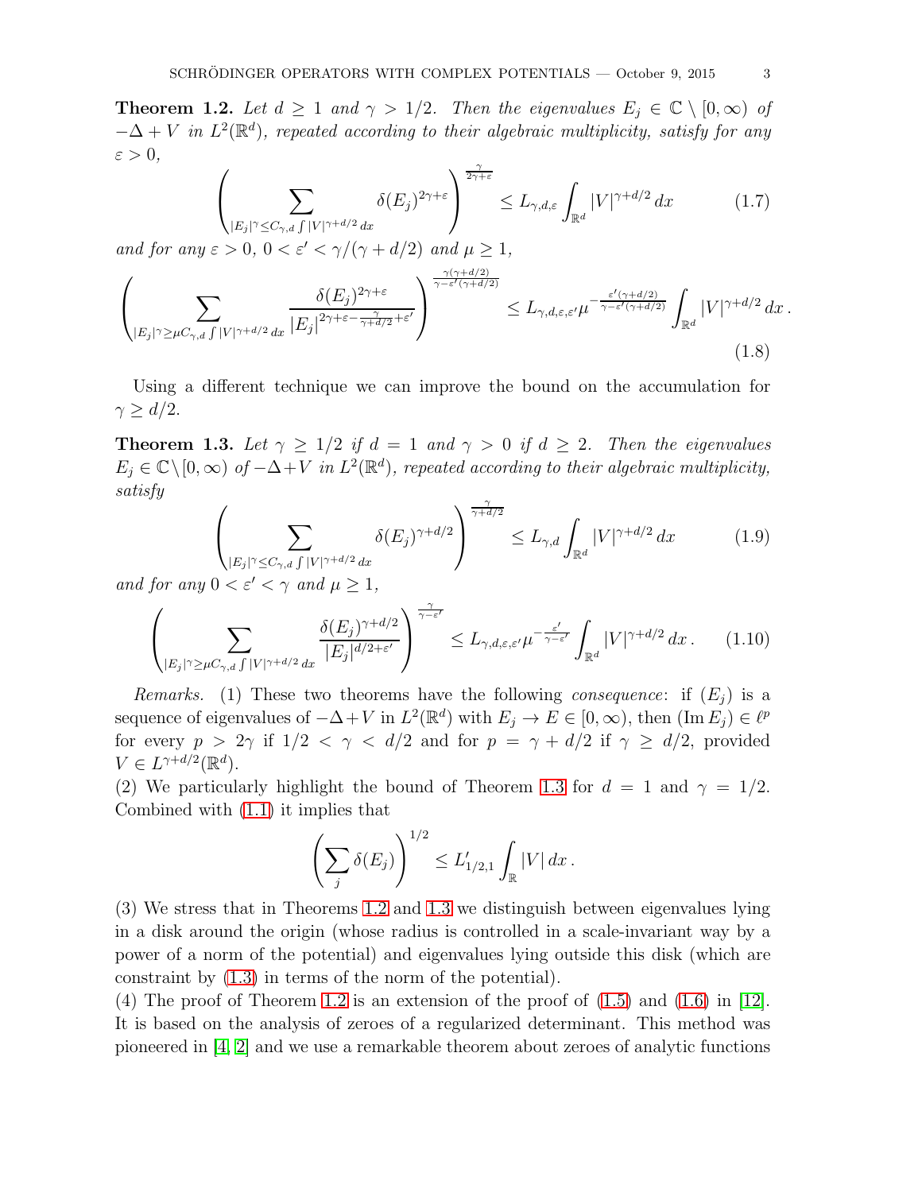**Theorem 1.2.** *Let $d \geq 1$ and $\gamma > 1/2$. Then the eigenvalues $E_j \in \mathbb{C} \setminus [0, \infty)$ of $-\Delta + V$ in $L^2(\mathbb{R}^d)$, repeated according to their algebraic multiplicity, satisfy for any $\varepsilon > 0$,*

$$\left( \sum_{|E_j|^\gamma \leq C_{\gamma,d} \int |V|^{\gamma+d/2}\, dx} \delta(E_j)^{2\gamma+\varepsilon} \right)^{\frac{\gamma}{2\gamma+\varepsilon}} \leq L_{\gamma,d,\varepsilon} \int_{\mathbb{R}^d} |V|^{\gamma+d/2}\, dx \tag{1.7}$$

*and for any $\varepsilon > 0$, $0 < \varepsilon' < \gamma/(\gamma + d/2)$ and $\mu \geq 1$,*

$$\left( \sum_{|E_j|^\gamma \geq \mu C_{\gamma,d} \int |V|^{\gamma+d/2}\, dx} \frac{\delta(E_j)^{2\gamma+\varepsilon}}{|E_j|^{2\gamma+\varepsilon-\frac{\gamma}{\gamma+d/2}+\varepsilon'}} \right)^{\frac{\gamma(\gamma+d/2)}{\gamma-\varepsilon'(\gamma+d/2)}} \leq L_{\gamma,d,\varepsilon,\varepsilon'} \mu^{-\frac{\varepsilon'(\gamma+d/2)}{\gamma-\varepsilon'(\gamma+d/2)}} \int_{\mathbb{R}^d} |V|^{\gamma+d/2}\, dx\,. \tag{1.8}$$

Using a different technique we can improve the bound on the accumulation for $\gamma \geq d/2$.

**Theorem 1.3.** *Let $\gamma \geq 1/2$ if $d = 1$ and $\gamma > 0$ if $d \geq 2$. Then the eigenvalues $E_j \in \mathbb{C} \setminus [0, \infty)$ of $-\Delta + V$ in $L^2(\mathbb{R}^d)$, repeated according to their algebraic multiplicity, satisfy*

$$\left( \sum_{|E_j|^\gamma \leq C_{\gamma,d} \int |V|^{\gamma+d/2}\, dx} \delta(E_j)^{\gamma+d/2} \right)^{\frac{\gamma}{\gamma+d/2}} \leq L_{\gamma,d} \int_{\mathbb{R}^d} |V|^{\gamma+d/2}\, dx \tag{1.9}$$

*and for any $0 < \varepsilon' < \gamma$ and $\mu \geq 1$,*

$$\left( \sum_{|E_j|^\gamma \geq \mu C_{\gamma,d} \int |V|^{\gamma+d/2}\, dx} \frac{\delta(E_j)^{\gamma+d/2}}{|E_j|^{d/2+\varepsilon'}} \right)^{\frac{\gamma}{\gamma-\varepsilon'}} \leq L_{\gamma,d,\varepsilon,\varepsilon'} \mu^{-\frac{\varepsilon'}{\gamma-\varepsilon'}} \int_{\mathbb{R}^d} |V|^{\gamma+d/2}\, dx\,. \tag{1.10}$$

*Remarks.* (1) These two theorems have the following *consequence*: if $(E_j)$ is a sequence of eigenvalues of $-\Delta + V$ in $L^2(\mathbb{R}^d)$ with $E_j \to E \in [0, \infty)$, then $(\operatorname{Im} E_j) \in \ell^p$ for every $p > 2\gamma$ if $1/2 < \gamma < d/2$ and for $p = \gamma + d/2$ if $\gamma \geq d/2$, provided $V \in L^{\gamma+d/2}(\mathbb{R}^d)$.

(2) We particularly highlight the bound of Theorem 1.3 for $d = 1$ and $\gamma = 1/2$. Combined with (1.1) it implies that

$$\left( \sum_j \delta(E_j) \right)^{1/2} \leq L'_{1/2,1} \int_{\mathbb{R}} |V|\, dx\,.$$

(3) We stress that in Theorems 1.2 and 1.3 we distinguish between eigenvalues lying in a disk around the origin (whose radius is controlled in a scale-invariant way by a power of a norm of the potential) and eigenvalues lying outside this disk (which are constraint by (1.3) in terms of the norm of the potential).

(4) The proof of Theorem 1.2 is an extension of the proof of (1.5) and (1.6) in [12]. It is based on the analysis of zeroes of a regularized determinant. This method was pioneered in [4, 2] and we use a remarkable theorem about zeroes of analytic functions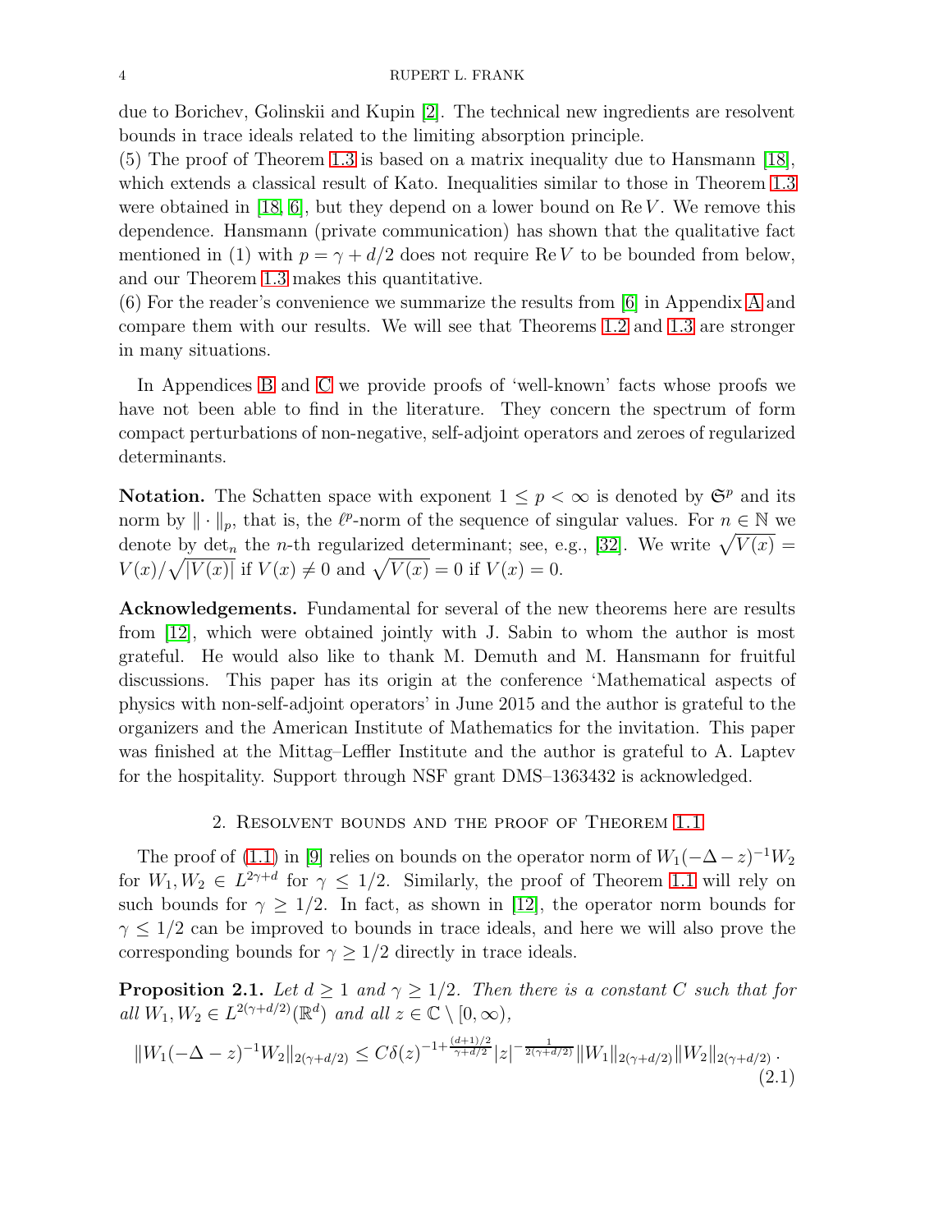due to Borichev, Golinskii and Kupin [2]. The technical new ingredients are resolvent bounds in trace ideals related to the limiting absorption principle.
(5) The proof of Theorem 1.3 is based on a matrix inequality due to Hansmann [18], which extends a classical result of Kato. Inequalities similar to those in Theorem 1.3 were obtained in [18, 6], but they depend on a lower bound on $\operatorname{Re} V$. We remove this dependence. Hansmann (private communication) has shown that the qualitative fact mentioned in (1) with $p = \gamma + d/2$ does not require $\operatorname{Re} V$ to be bounded from below, and our Theorem 1.3 makes this quantitative.
(6) For the reader's convenience we summarize the results from [6] in Appendix A and compare them with our results. We will see that Theorems 1.2 and 1.3 are stronger in many situations.

In Appendices B and C we provide proofs of 'well-known' facts whose proofs we have not been able to find in the literature. They concern the spectrum of form compact perturbations of non-negative, self-adjoint operators and zeroes of regularized determinants.

**Notation.** The Schatten space with exponent $1 \leq p < \infty$ is denoted by $\mathfrak{S}^p$ and its norm by $\|\cdot\|_p$, that is, the $\ell^p$-norm of the sequence of singular values. For $n \in \mathbb{N}$ we denote by $\det_n$ the $n$-th regularized determinant; see, e.g., [32]. We write $\sqrt{V(x)} = V(x)/\sqrt{|V(x)|}$ if $V(x) \neq 0$ and $\sqrt{V(x)} = 0$ if $V(x) = 0$.

**Acknowledgements.** Fundamental for several of the new theorems here are results from [12], which were obtained jointly with J. Sabin to whom the author is most grateful. He would also like to thank M. Demuth and M. Hansmann for fruitful discussions. This paper has its origin at the conference 'Mathematical aspects of physics with non-self-adjoint operators' in June 2015 and the author is grateful to the organizers and the American Institute of Mathematics for the invitation. This paper was finished at the Mittag–Leffler Institute and the author is grateful to A. Laptev for the hospitality. Support through NSF grant DMS–1363432 is acknowledged.

## 2. Resolvent bounds and the proof of Theorem 1.1

The proof of (1.1) in [9] relies on bounds on the operator norm of $W_1(-\Delta - z)^{-1}W_2$ for $W_1, W_2 \in L^{2\gamma+d}$ for $\gamma \leq 1/2$. Similarly, the proof of Theorem 1.1 will rely on such bounds for $\gamma \geq 1/2$. In fact, as shown in [12], the operator norm bounds for $\gamma \leq 1/2$ can be improved to bounds in trace ideals, and here we will also prove the corresponding bounds for $\gamma \geq 1/2$ directly in trace ideals.

**Proposition 2.1.** *Let $d \geq 1$ and $\gamma \geq 1/2$. Then there is a constant $C$ such that for all $W_1, W_2 \in L^{2(\gamma+d/2)}(\mathbb{R}^d)$ and all $z \in \mathbb{C} \setminus [0, \infty)$,*

$$\|W_1(-\Delta - z)^{-1}W_2\|_{2(\gamma+d/2)} \leq C\delta(z)^{-1+\frac{(d+1)/2}{\gamma+d/2}}|z|^{-\frac{1}{2(\gamma+d/2)}}\|W_1\|_{2(\gamma+d/2)}\|W_2\|_{2(\gamma+d/2)} \,. \tag{2.1}$$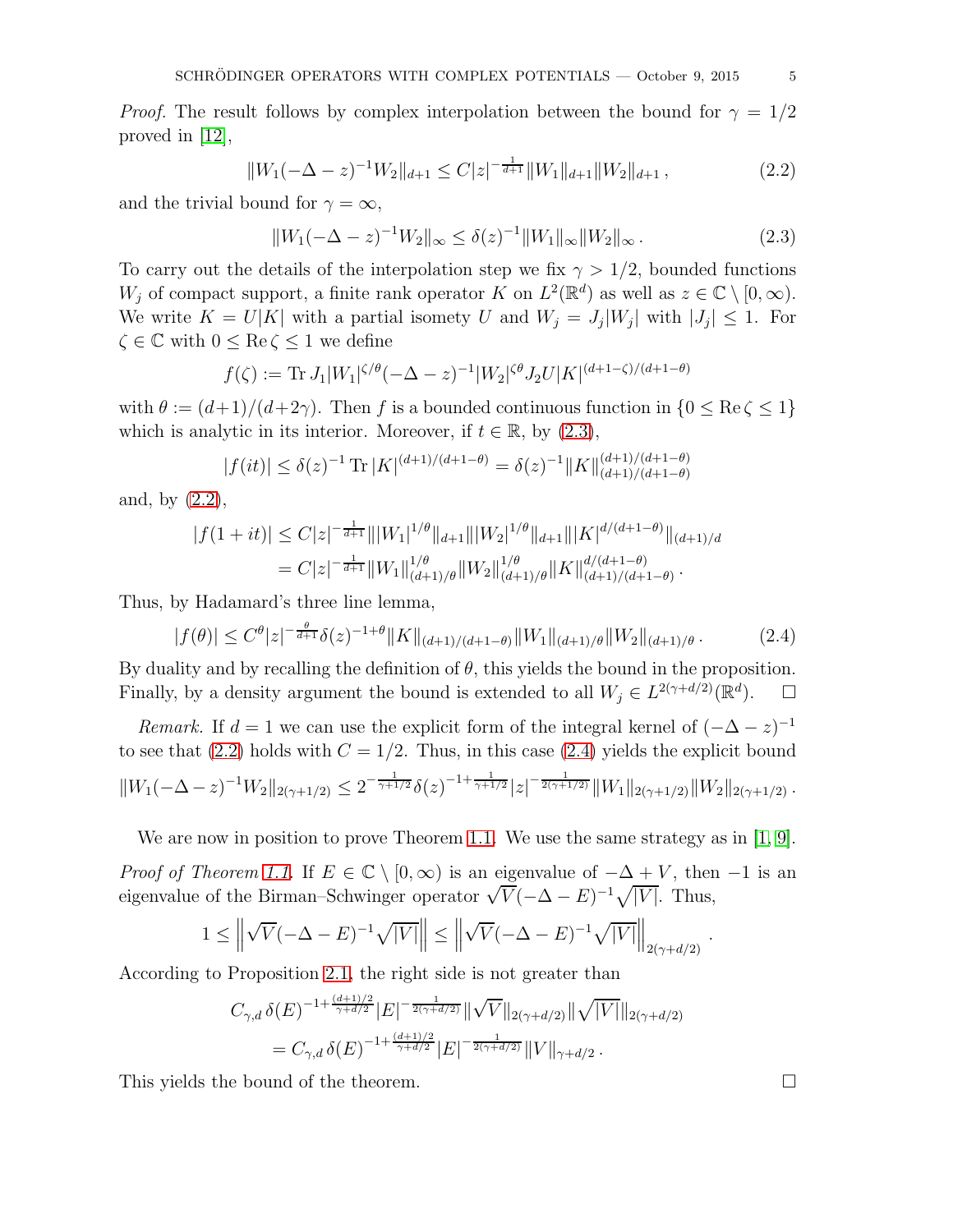*Proof.* The result follows by complex interpolation between the bound for $\gamma = 1/2$ proved in [12],

$$\|W_1(-\Delta - z)^{-1}W_2\|_{d+1} \leq C|z|^{-\frac{1}{d+1}}\|W_1\|_{d+1}\|W_2\|_{d+1}\,, \tag{2.2}$$

and the trivial bound for $\gamma = \infty$,

$$\|W_1(-\Delta - z)^{-1}W_2\|_{\infty} \leq \delta(z)^{-1}\|W_1\|_{\infty}\|W_2\|_{\infty}\,. \tag{2.3}$$

To carry out the details of the interpolation step we fix $\gamma > 1/2$, bounded functions $W_j$ of compact support, a finite rank operator $K$ on $L^2(\mathbb{R}^d)$ as well as $z \in \mathbb{C}\setminus[0,\infty)$. We write $K = U|K|$ with a partial isomety $U$ and $W_j = J_j|W_j|$ with $|J_j| \leq 1$. For $\zeta \in \mathbb{C}$ with $0 \leq \operatorname{Re}\zeta \leq 1$ we define

$$f(\zeta) := \operatorname{Tr} J_1|W_1|^{\zeta/\theta}(-\Delta - z)^{-1}|W_2|^{\zeta\theta}J_2U|K|^{(d+1-\zeta)/(d+1-\theta)}$$

with $\theta := (d+1)/(d+2\gamma)$. Then $f$ is a bounded continuous function in $\{0 \leq \operatorname{Re}\zeta \leq 1\}$ which is analytic in its interior. Moreover, if $t \in \mathbb{R}$, by (2.3),

$$|f(it)| \leq \delta(z)^{-1}\operatorname{Tr}|K|^{(d+1)/(d+1-\theta)} = \delta(z)^{-1}\|K\|_{(d+1)/(d+1-\theta)}^{(d+1)/(d+1-\theta)}$$

and, by (2.2),

$$\begin{aligned}|f(1+it)| &\leq C|z|^{-\frac{1}{d+1}}\||W_1|^{1/\theta}\|_{d+1}\||W_2|^{1/\theta}\|_{d+1}\||K|^{d/(d+1-\theta)}\|_{(d+1)/d}\\ &= C|z|^{-\frac{1}{d+1}}\|W_1\|_{(d+1)/\theta}^{1/\theta}\|W_2\|_{(d+1)/\theta}^{1/\theta}\|K\|_{(d+1)/(d+1-\theta)}^{d/(d+1-\theta)}\,.\end{aligned}$$

Thus, by Hadamard's three line lemma,

$$|f(\theta)| \leq C^{\theta}|z|^{-\frac{\theta}{d+1}}\delta(z)^{-1+\theta}\|K\|_{(d+1)/(d+1-\theta)}\|W_1\|_{(d+1)/\theta}\|W_2\|_{(d+1)/\theta}\,. \tag{2.4}$$

By duality and by recalling the definition of $\theta$, this yields the bound in the proposition. Finally, by a density argument the bound is extended to all $W_j \in L^{2(\gamma+d/2)}(\mathbb{R}^d)$. $\square$

*Remark.* If $d = 1$ we can use the explicit form of the integral kernel of $(-\Delta - z)^{-1}$ to see that (2.2) holds with $C = 1/2$. Thus, in this case (2.4) yields the explicit bound

$$\|W_1(-\Delta - z)^{-1}W_2\|_{2(\gamma+1/2)} \leq 2^{-\frac{1}{\gamma+1/2}}\delta(z)^{-1+\frac{1}{\gamma+1/2}}|z|^{-\frac{1}{2(\gamma+1/2)}}\|W_1\|_{2(\gamma+1/2)}\|W_2\|_{2(\gamma+1/2)}\,.$$

We are now in position to prove Theorem 1.1. We use the same strategy as in [1, 9].

*Proof of Theorem 1.1.* If $E \in \mathbb{C}\setminus[0,\infty)$ is an eigenvalue of $-\Delta + V$, then $-1$ is an eigenvalue of the Birman–Schwinger operator $\sqrt{V}(-\Delta - E)^{-1}\sqrt{|V|}$. Thus,

$$1 \leq \left\|\sqrt{V}(-\Delta - E)^{-1}\sqrt{|V|}\right\| \leq \left\|\sqrt{V}(-\Delta - E)^{-1}\sqrt{|V|}\right\|_{2(\gamma+d/2)}\,.$$

According to Proposition 2.1, the right side is not greater than

$$\begin{aligned}&C_{\gamma,d}\,\delta(E)^{-1+\frac{(d+1)/2}{\gamma+d/2}}|E|^{-\frac{1}{2(\gamma+d/2)}}\|\sqrt{V}\|_{2(\gamma+d/2)}\|\sqrt{|V|}\|_{2(\gamma+d/2)}\\ &= C_{\gamma,d}\,\delta(E)^{-1+\frac{(d+1)/2}{\gamma+d/2}}|E|^{-\frac{1}{2(\gamma+d/2)}}\|V\|_{\gamma+d/2}\,.\end{aligned}$$

This yields the bound of the theorem. $\square$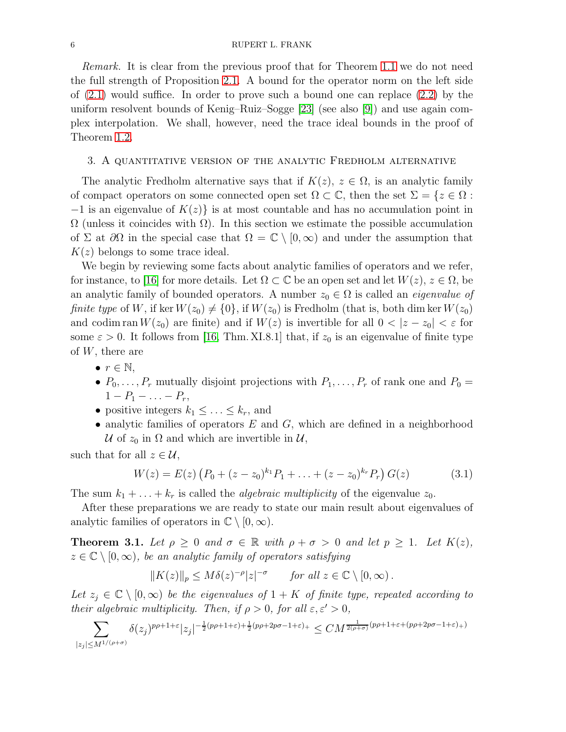*Remark.* It is clear from the previous proof that for Theorem 1.1 we do not need the full strength of Proposition 2.1. A bound for the operator norm on the left side of (2.1) would suffice. In order to prove such a bound one can replace (2.2) by the uniform resolvent bounds of Kenig–Ruiz–Sogge [23] (see also [9]) and use again complex interpolation. We shall, however, need the trace ideal bounds in the proof of Theorem 1.2.

## 3. A quantitative version of the analytic Fredholm alternative

The analytic Fredholm alternative says that if $K(z)$, $z \in \Omega$, is an analytic family of compact operators on some connected open set $\Omega \subset \mathbb{C}$, then the set $\Sigma = \{z \in \Omega : -1 \text{ is an eigenvalue of } K(z)\}$ is at most countable and has no accumulation point in $\Omega$ (unless it coincides with $\Omega$). In this section we estimate the possible accumulation of $\Sigma$ at $\partial\Omega$ in the special case that $\Omega = \mathbb{C} \setminus [0, \infty)$ and under the assumption that $K(z)$ belongs to some trace ideal.

We begin by reviewing some facts about analytic families of operators and we refer, for instance, to [16] for more details. Let $\Omega \subset \mathbb{C}$ be an open set and let $W(z)$, $z \in \Omega$, be an analytic family of bounded operators. A number $z_0 \in \Omega$ is called an *eigenvalue of finite type* of $W$, if $\ker W(z_0) \neq \{0\}$, if $W(z_0)$ is Fredholm (that is, both $\dim \ker W(z_0)$ and $\operatorname{codim} \operatorname{ran} W(z_0)$ are finite) and if $W(z)$ is invertible for all $0 < |z - z_0| < \varepsilon$ for some $\varepsilon > 0$. It follows from [16, Thm. XI.8.1] that, if $z_0$ is an eigenvalue of finite type of $W$, there are

- $r \in \mathbb{N}$,
- $P_0, \ldots, P_r$ mutually disjoint projections with $P_1, \ldots, P_r$ of rank one and $P_0 = 1 - P_1 - \ldots - P_r$,
- positive integers $k_1 \leq \ldots \leq k_r$, and
- analytic families of operators $E$ and $G$, which are defined in a neighborhood $\mathcal{U}$ of $z_0$ in $\Omega$ and which are invertible in $\mathcal{U}$,

such that for all $z \in \mathcal{U}$,

$$W(z) = E(z) \left( P_0 + (z - z_0)^{k_1} P_1 + \ldots + (z - z_0)^{k_r} P_r \right) G(z) \tag{3.1}$$

The sum $k_1 + \ldots + k_r$ is called the *algebraic multiplicity* of the eigenvalue $z_0$.

After these preparations we are ready to state our main result about eigenvalues of analytic families of operators in $\mathbb{C} \setminus [0, \infty)$.

**Theorem 3.1.** *Let $\rho \geq 0$ and $\sigma \in \mathbb{R}$ with $\rho + \sigma > 0$ and let $p \geq 1$. Let $K(z)$, $z \in \mathbb{C} \setminus [0, \infty)$, be an analytic family of operators satisfying*

$$\|K(z)\|_p \leq M \delta(z)^{-\rho} |z|^{-\sigma} \qquad \text{for all } z \in \mathbb{C} \setminus [0, \infty) \,.$$

*Let $z_j \in \mathbb{C} \setminus [0, \infty)$ be the eigenvalues of $1 + K$ of finite type, repeated according to their algebraic multiplicity. Then, if $\rho > 0$, for all $\varepsilon, \varepsilon' > 0$,*

$$\sum_{|z_j| \leq M^{1/(\rho+\sigma)}} \delta(z_j)^{p\rho+1+\varepsilon} |z_j|^{-\frac{1}{2}(p\rho+1+\varepsilon)+\frac{1}{2}(p\rho+2p\sigma-1+\varepsilon)_+} \leq C M^{\frac{1}{2(\rho+\sigma)}(p\rho+1+\varepsilon+(p\rho+2p\sigma-1+\varepsilon)_+)}$$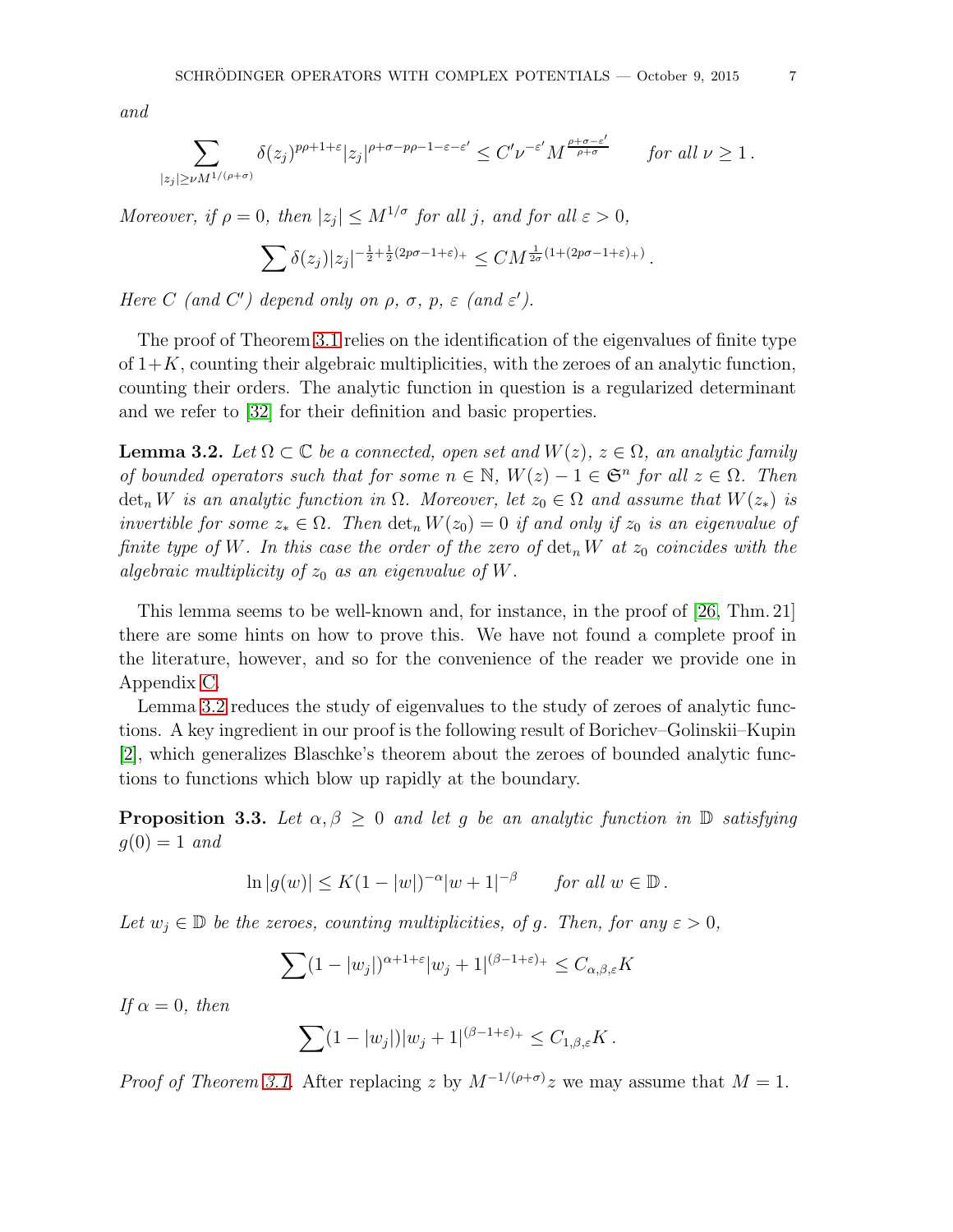*and*

$$\sum_{|z_j|\geq \nu M^{1/(\rho+\sigma)}} \delta(z_j)^{p\rho+1+\varepsilon}|z_j|^{\rho+\sigma-p\rho-1-\varepsilon-\varepsilon'} \leq C'\nu^{-\varepsilon'} M^{\frac{\rho+\sigma-\varepsilon'}{\rho+\sigma}} \qquad \text{for all } \nu \geq 1\,.$$

*Moreover, if $\rho = 0$, then $|z_j| \leq M^{1/\sigma}$ for all $j$, and for all $\varepsilon > 0$,*

$$\sum \delta(z_j)|z_j|^{-\frac{1}{2}+\frac{1}{2}(2p\sigma-1+\varepsilon)_+} \leq CM^{\frac{1}{2\sigma}(1+(2p\sigma-1+\varepsilon)_+)}\,.$$

*Here $C$ (and $C'$) depend only on $\rho$, $\sigma$, $p$, $\varepsilon$ (and $\varepsilon'$).*

The proof of Theorem 3.1 relies on the identification of the eigenvalues of finite type of $1+K$, counting their algebraic multiplicities, with the zeroes of an analytic function, counting their orders. The analytic function in question is a regularized determinant and we refer to [32] for their definition and basic properties.

**Lemma 3.2.** *Let $\Omega \subset \mathbb{C}$ be a connected, open set and $W(z)$, $z \in \Omega$, an analytic family of bounded operators such that for some $n \in \mathbb{N}$, $W(z) - 1 \in \mathfrak{S}^n$ for all $z \in \Omega$. Then $\det_n W$ is an analytic function in $\Omega$. Moreover, let $z_0 \in \Omega$ and assume that $W(z_*)$ is invertible for some $z_* \in \Omega$. Then $\det_n W(z_0) = 0$ if and only if $z_0$ is an eigenvalue of finite type of $W$. In this case the order of the zero of $\det_n W$ at $z_0$ coincides with the algebraic multiplicity of $z_0$ as an eigenvalue of $W$.*

This lemma seems to be well-known and, for instance, in the proof of [26, Thm. 21] there are some hints on how to prove this. We have not found a complete proof in the literature, however, and so for the convenience of the reader we provide one in Appendix C.

Lemma 3.2 reduces the study of eigenvalues to the study of zeroes of analytic functions. A key ingredient in our proof is the following result of Borichev–Golinskii–Kupin [2], which generalizes Blaschke's theorem about the zeroes of bounded analytic functions to functions which blow up rapidly at the boundary.

**Proposition 3.3.** *Let $\alpha, \beta \geq 0$ and let $g$ be an analytic function in $\mathbb{D}$ satisfying $g(0) = 1$ and*

$$\ln|g(w)| \leq K(1-|w|)^{-\alpha}|w+1|^{-\beta} \qquad \text{for all } w \in \mathbb{D}\,.$$

*Let $w_j \in \mathbb{D}$ be the zeroes, counting multiplicities, of $g$. Then, for any $\varepsilon > 0$,*

$$\sum (1-|w_j|)^{\alpha+1+\varepsilon}|w_j+1|^{(\beta-1+\varepsilon)_+} \leq C_{\alpha,\beta,\varepsilon}K$$

*If $\alpha = 0$, then*

$$\sum (1-|w_j|)|w_j+1|^{(\beta-1+\varepsilon)_+} \leq C_{1,\beta,\varepsilon}K\,.$$

*Proof of Theorem 3.1.* After replacing $z$ by $M^{-1/(\rho+\sigma)}z$ we may assume that $M = 1$.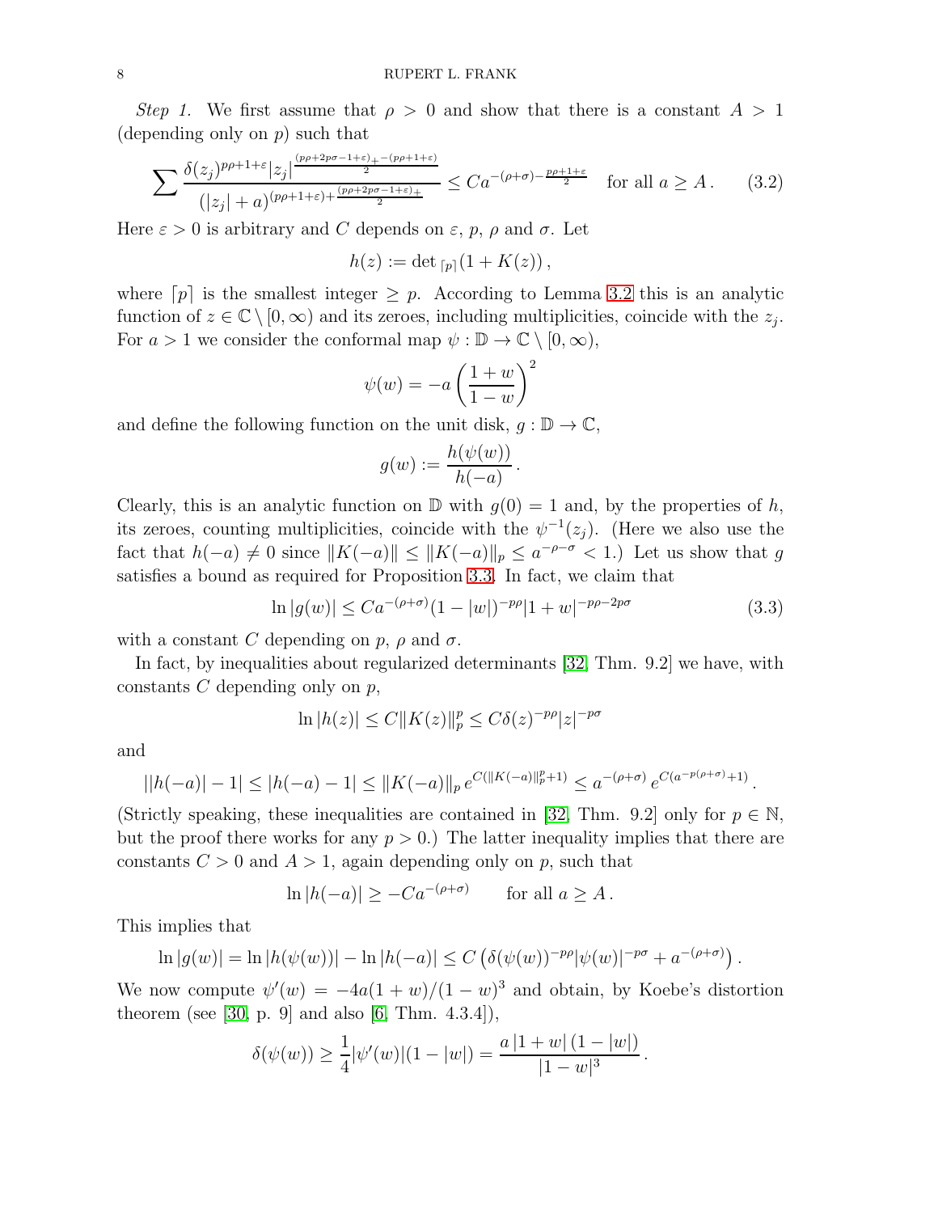*Step 1.* We first assume that $\rho > 0$ and show that there is a constant $A > 1$ (depending only on $p$) such that

$$\sum \frac{\delta(z_j)^{p\rho+1+\varepsilon} |z_j|^{\frac{(p\rho+2p\sigma-1+\varepsilon)_+ - (p\rho+1+\varepsilon)}{2}}}{(|z_j|+a)^{(p\rho+1+\varepsilon)+\frac{(p\rho+2p\sigma-1+\varepsilon)_+}{2}}} \leq C a^{-(\rho+\sigma)-\frac{p\rho+1+\varepsilon}{2}} \quad \text{for all } a \geq A\,. \tag{3.2}$$

Here $\varepsilon > 0$ is arbitrary and $C$ depends on $\varepsilon$, $p$, $\rho$ and $\sigma$. Let

$$h(z) := \det{}_{\lceil p \rceil}(1 + K(z)),$$

where $\lceil p \rceil$ is the smallest integer $\geq p$. According to Lemma 3.2 this is an analytic function of $z \in \mathbb{C} \setminus [0, \infty)$ and its zeroes, including multiplicities, coincide with the $z_j$. For $a > 1$ we consider the conformal map $\psi : \mathbb{D} \to \mathbb{C} \setminus [0, \infty)$,

$$\psi(w) = -a \left( \frac{1+w}{1-w} \right)^2$$

and define the following function on the unit disk, $g : \mathbb{D} \to \mathbb{C}$,

$$g(w) := \frac{h(\psi(w))}{h(-a)}\,.$$

Clearly, this is an analytic function on $\mathbb{D}$ with $g(0) = 1$ and, by the properties of $h$, its zeroes, counting multiplicities, coincide with the $\psi^{-1}(z_j)$. (Here we also use the fact that $h(-a) \neq 0$ since $\|K(-a)\| \leq \|K(-a)\|_p \leq a^{-\rho-\sigma} < 1$.) Let us show that $g$ satisfies a bound as required for Proposition 3.3. In fact, we claim that

$$\ln |g(w)| \leq C a^{-(\rho+\sigma)} (1 - |w|)^{-p\rho} |1 + w|^{-p\rho-2p\sigma} \tag{3.3}$$

with a constant $C$ depending on $p$, $\rho$ and $\sigma$.

In fact, by inequalities about regularized determinants [32, Thm. 9.2] we have, with constants $C$ depending only on $p$,

$$\ln |h(z)| \leq C \|K(z)\|_p^p \leq C \delta(z)^{-p\rho} |z|^{-p\sigma}$$

and

$$||h(-a)| - 1| \leq |h(-a) - 1| \leq \|K(-a)\|_p \, e^{C(\|K(-a)\|_p^p + 1)} \leq a^{-(\rho+\sigma)} \, e^{C(a^{-p(\rho+\sigma)}+1)}\,.$$

(Strictly speaking, these inequalities are contained in [32, Thm. 9.2] only for $p \in \mathbb{N}$, but the proof there works for any $p > 0$.) The latter inequality implies that there are constants $C > 0$ and $A > 1$, again depending only on $p$, such that

$$\ln |h(-a)| \geq -C a^{-(\rho+\sigma)} \qquad \text{for all } a \geq A\,.$$

This implies that

$$\ln |g(w)| = \ln |h(\psi(w))| - \ln |h(-a)| \leq C \left( \delta(\psi(w))^{-p\rho} |\psi(w)|^{-p\sigma} + a^{-(\rho+\sigma)} \right).$$

We now compute $\psi'(w) = -4a(1 + w)/(1 - w)^3$ and obtain, by Koebe's distortion theorem (see [30, p. 9] and also [6, Thm. 4.3.4]),

$$\delta(\psi(w)) \geq \frac{1}{4} |\psi'(w)| (1 - |w|) = \frac{a\,|1 + w|\,(1 - |w|)}{|1 - w|^3}\,.$$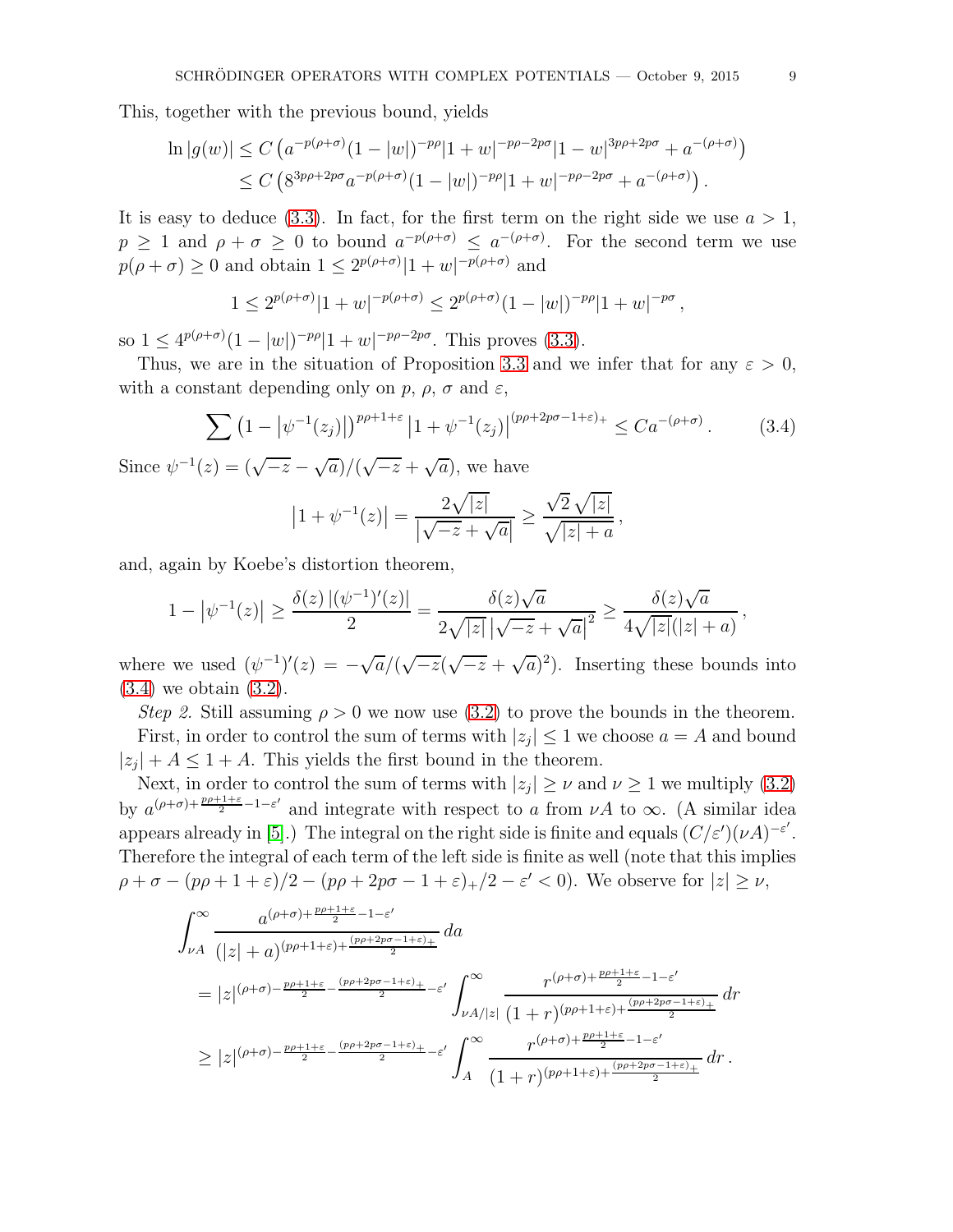This, together with the previous bound, yields

$$
\begin{aligned}
\ln|g(w)| &\leq C\left(a^{-p(\rho+\sigma)}(1-|w|)^{-p\rho}|1+w|^{-p\rho-2p\sigma}|1-w|^{3p\rho+2p\sigma}+a^{-(\rho+\sigma)}\right)\\
&\leq C\left(8^{3p\rho+2p\sigma}a^{-p(\rho+\sigma)}(1-|w|)^{-p\rho}|1+w|^{-p\rho-2p\sigma}+a^{-(\rho+\sigma)}\right).
\end{aligned}
$$

It is easy to deduce (3.3). In fact, for the first term on the right side we use $a>1$, $p\geq 1$ and $\rho+\sigma\geq 0$ to bound $a^{-p(\rho+\sigma)}\leq a^{-(\rho+\sigma)}$. For the second term we use $p(\rho+\sigma)\geq 0$ and obtain $1\leq 2^{p(\rho+\sigma)}|1+w|^{-p(\rho+\sigma)}$ and

$$
1\leq 2^{p(\rho+\sigma)}|1+w|^{-p(\rho+\sigma)}\leq 2^{p(\rho+\sigma)}(1-|w|)^{-p\rho}|1+w|^{-p\sigma},
$$

so $1\leq 4^{p(\rho+\sigma)}(1-|w|)^{-p\rho}|1+w|^{-p\rho-2p\sigma}$. This proves (3.3).

Thus, we are in the situation of Proposition 3.3 and we infer that for any $\varepsilon>0$, with a constant depending only on $p$, $\rho$, $\sigma$ and $\varepsilon$,

$$
\sum\left(1-\left|\psi^{-1}(z_j)\right|\right)^{p\rho+1+\varepsilon}\left|1+\psi^{-1}(z_j)\right|^{(p\rho+2p\sigma-1+\varepsilon)_+}\leq Ca^{-(\rho+\sigma)}. \tag{3.4}
$$

Since $\psi^{-1}(z)=(\sqrt{-z}-\sqrt{a})/(\sqrt{-z}+\sqrt{a})$, we have

$$
\left|1+\psi^{-1}(z)\right|=\frac{2\sqrt{|z|}}{\left|\sqrt{-z}+\sqrt{a}\right|}\geq\frac{\sqrt{2}\sqrt{|z|}}{\sqrt{|z|+a}},
$$

and, again by Koebe's distortion theorem,

$$
1-\left|\psi^{-1}(z)\right|\geq\frac{\delta(z)\,|(\psi^{-1})'(z)|}{2}=\frac{\delta(z)\sqrt{a}}{2\sqrt{|z|}\left|\sqrt{-z}+\sqrt{a}\right|^2}\geq\frac{\delta(z)\sqrt{a}}{4\sqrt{|z|}(|z|+a)},
$$

where we used $(\psi^{-1})'(z)=-\sqrt{a}/(\sqrt{-z}(\sqrt{-z}+\sqrt{a})^2)$. Inserting these bounds into (3.4) we obtain (3.2).

*Step 2.* Still assuming $\rho>0$ we now use (3.2) to prove the bounds in the theorem.

First, in order to control the sum of terms with $|z_j|\leq 1$ we choose $a=A$ and bound $|z_j|+A\leq 1+A$. This yields the first bound in the theorem.

Next, in order to control the sum of terms with $|z_j|\geq\nu$ and $\nu\geq 1$ we multiply (3.2) by $a^{(\rho+\sigma)+\frac{p\rho+1+\varepsilon}{2}-1-\varepsilon'}$ and integrate with respect to $a$ from $\nu A$ to $\infty$. (A similar idea appears already in [5].) The integral on the right side is finite and equals $(C/\varepsilon')(\nu A)^{-\varepsilon'}$. Therefore the integral of each term of the left side is finite as well (note that this implies $\rho+\sigma-(p\rho+1+\varepsilon)/2-(p\rho+2p\sigma-1+\varepsilon)_+/2-\varepsilon'<0$). We observe for $|z|\geq\nu$,

$$
\begin{aligned}
&\int_{\nu A}^{\infty}\frac{a^{(\rho+\sigma)+\frac{p\rho+1+\varepsilon}{2}-1-\varepsilon'}}{(|z|+a)^{(p\rho+1+\varepsilon)+\frac{(p\rho+2p\sigma-1+\varepsilon)_+}{2}}}\,da\\
&\quad=|z|^{(\rho+\sigma)-\frac{p\rho+1+\varepsilon}{2}-\frac{(p\rho+2p\sigma-1+\varepsilon)_+}{2}-\varepsilon'}\int_{\nu A/|z|}^{\infty}\frac{r^{(\rho+\sigma)+\frac{p\rho+1+\varepsilon}{2}-1-\varepsilon'}}{(1+r)^{(p\rho+1+\varepsilon)+\frac{(p\rho+2p\sigma-1+\varepsilon)_+}{2}}}\,dr\\
&\quad\geq|z|^{(\rho+\sigma)-\frac{p\rho+1+\varepsilon}{2}-\frac{(p\rho+2p\sigma-1+\varepsilon)_+}{2}-\varepsilon'}\int_{A}^{\infty}\frac{r^{(\rho+\sigma)+\frac{p\rho+1+\varepsilon}{2}-1-\varepsilon'}}{(1+r)^{(p\rho+1+\varepsilon)+\frac{(p\rho+2p\sigma-1+\varepsilon)_+}{2}}}\,dr\,.
\end{aligned}
$$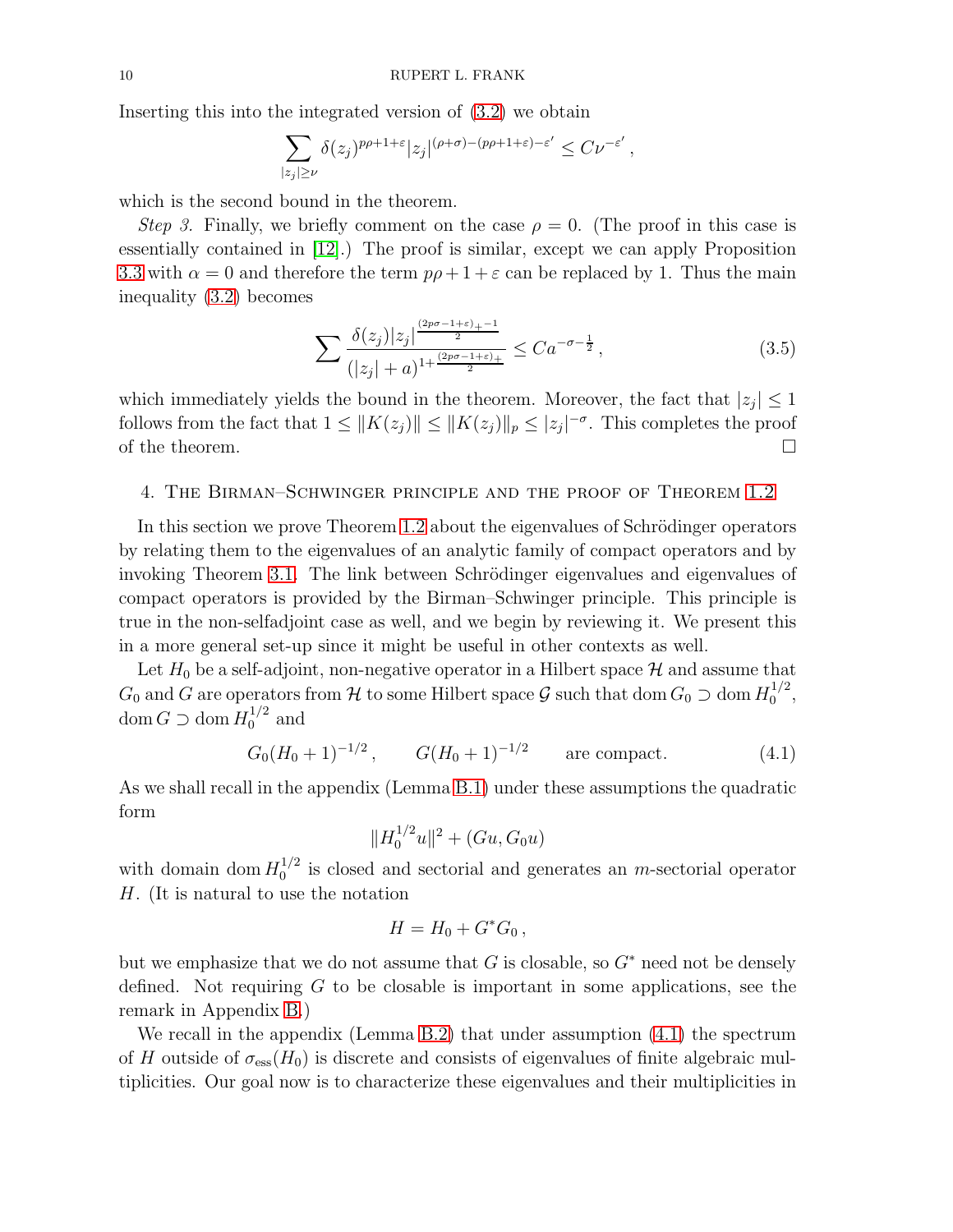Inserting this into the integrated version of (3.2) we obtain

$$\sum_{|z_j|\geq\nu} \delta(z_j)^{p\rho+1+\varepsilon} |z_j|^{(\rho+\sigma)-(p\rho+1+\varepsilon)-\varepsilon'} \leq C\nu^{-\varepsilon'} \,,$$

which is the second bound in the theorem.

*Step 3.* Finally, we briefly comment on the case $\rho = 0$. (The proof in this case is essentially contained in [12].) The proof is similar, except we can apply Proposition 3.3 with $\alpha = 0$ and therefore the term $p\rho + 1 + \varepsilon$ can be replaced by 1. Thus the main inequality (3.2) becomes

$$\sum \frac{\delta(z_j)|z_j|^{\frac{(2p\sigma-1+\varepsilon)_+-1}{2}}}{(|z_j|+a)^{1+\frac{(2p\sigma-1+\varepsilon)_+}{2}}} \leq C a^{-\sigma-\frac{1}{2}} \,, \tag{3.5}$$

which immediately yields the bound in the theorem. Moreover, the fact that $|z_j| \leq 1$ follows from the fact that $1 \leq \|K(z_j)\| \leq \|K(z_j)\|_p \leq |z_j|^{-\sigma}$. This completes the proof of the theorem. $\square$

## 4. The Birman–Schwinger principle and the proof of Theorem 1.2

In this section we prove Theorem 1.2 about the eigenvalues of Schrödinger operators by relating them to the eigenvalues of an analytic family of compact operators and by invoking Theorem 3.1. The link between Schrödinger eigenvalues and eigenvalues of compact operators is provided by the Birman–Schwinger principle. This principle is true in the non-selfadjoint case as well, and we begin by reviewing it. We present this in a more general set-up since it might be useful in other contexts as well.

Let $H_0$ be a self-adjoint, non-negative operator in a Hilbert space $\mathcal{H}$ and assume that $G_0$ and $G$ are operators from $\mathcal{H}$ to some Hilbert space $\mathcal{G}$ such that $\operatorname{dom} G_0 \supset \operatorname{dom} H_0^{1/2}$, $\operatorname{dom} G \supset \operatorname{dom} H_0^{1/2}$ and

$$G_0(H_0+1)^{-1/2} \,, \qquad G(H_0+1)^{-1/2} \qquad \text{are compact.} \tag{4.1}$$

As we shall recall in the appendix (Lemma B.1) under these assumptions the quadratic form

$$\|H_0^{1/2}u\|^2 + (Gu, G_0u)$$

with domain $\operatorname{dom} H_0^{1/2}$ is closed and sectorial and generates an $m$-sectorial operator $H$. (It is natural to use the notation

$$H = H_0 + G^* G_0 \,,$$

but we emphasize that we do not assume that $G$ is closable, so $G^*$ need not be densely defined. Not requiring $G$ to be closable is important in some applications, see the remark in Appendix B.)

We recall in the appendix (Lemma B.2) that under assumption (4.1) the spectrum of $H$ outside of $\sigma_{\mathrm{ess}}(H_0)$ is discrete and consists of eigenvalues of finite algebraic multiplicities. Our goal now is to characterize these eigenvalues and their multiplicities in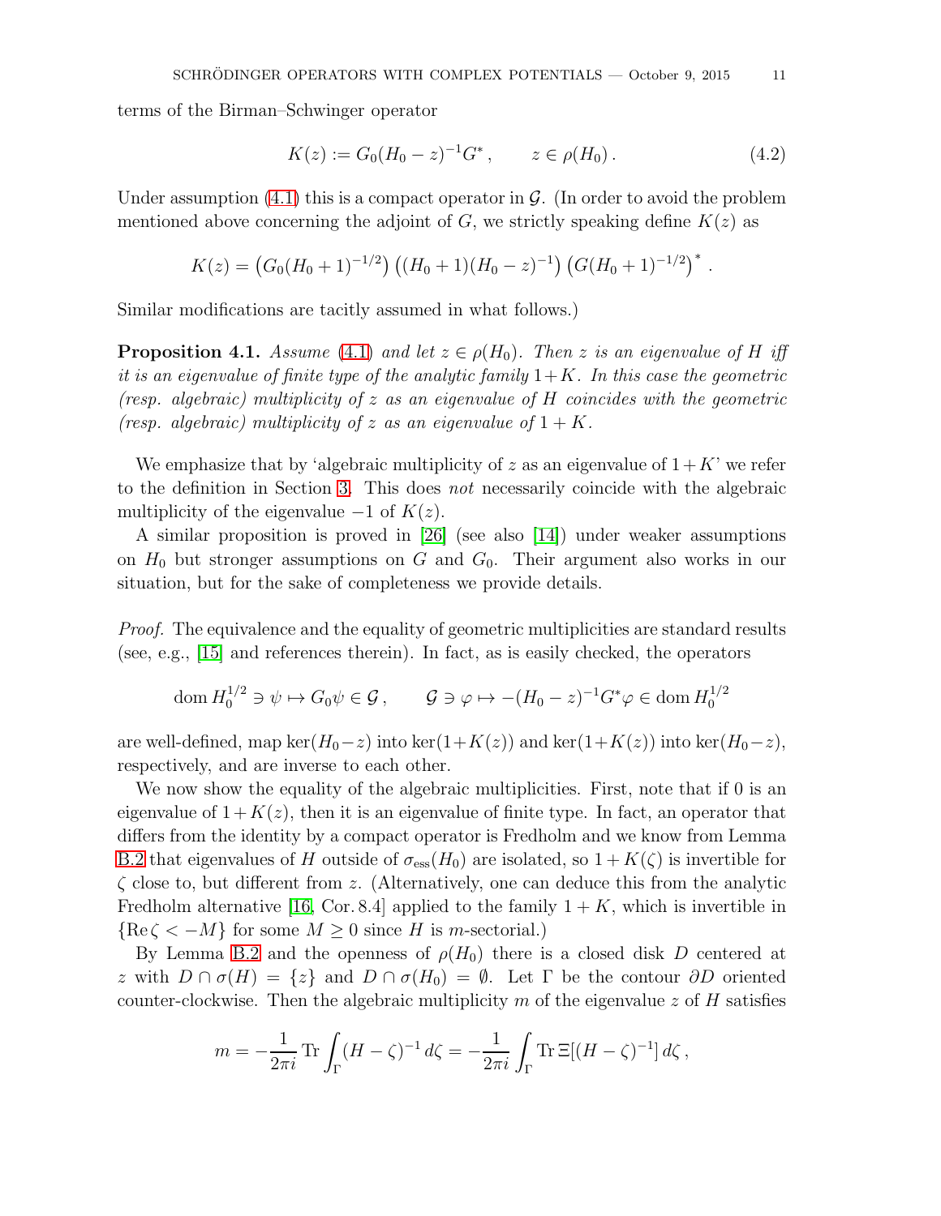terms of the Birman–Schwinger operator

$$K(z) := G_0(H_0 - z)^{-1}G^*\,, \qquad z \in \rho(H_0)\,. \tag{4.2}$$

Under assumption (4.1) this is a compact operator in $\mathcal{G}$. (In order to avoid the problem mentioned above concerning the adjoint of $G$, we strictly speaking define $K(z)$ as

$$K(z) = \left(G_0(H_0+1)^{-1/2}\right)\left((H_0+1)(H_0-z)^{-1}\right)\left(G(H_0+1)^{-1/2}\right)^*\,.$$

Similar modifications are tacitly assumed in what follows.)

**Proposition 4.1.** *Assume* (4.1) *and let* $z \in \rho(H_0)$. *Then* $z$ *is an eigenvalue of* $H$ *iff it is an eigenvalue of finite type of the analytic family* $1+K$. *In this case the geometric (resp. algebraic) multiplicity of* $z$ *as an eigenvalue of* $H$ *coincides with the geometric (resp. algebraic) multiplicity of* $z$ *as an eigenvalue of* $1+K$.

We emphasize that by 'algebraic multiplicity of $z$ as an eigenvalue of $1+K$' we refer to the definition in Section 3. This does *not* necessarily coincide with the algebraic multiplicity of the eigenvalue $-1$ of $K(z)$.

A similar proposition is proved in [26] (see also [14]) under weaker assumptions on $H_0$ but stronger assumptions on $G$ and $G_0$. Their argument also works in our situation, but for the sake of completeness we provide details.

*Proof.* The equivalence and the equality of geometric multiplicities are standard results (see, e.g., [15] and references therein). In fact, as is easily checked, the operators

$$\operatorname{dom} H_0^{1/2} \ni \psi \mapsto G_0\psi \in \mathcal{G}\,, \qquad \mathcal{G} \ni \varphi \mapsto -(H_0 - z)^{-1}G^*\varphi \in \operatorname{dom} H_0^{1/2}$$

are well-defined, map $\ker(H_0 - z)$ into $\ker(1+K(z))$ and $\ker(1+K(z))$ into $\ker(H_0 - z)$, respectively, and are inverse to each other.

We now show the equality of the algebraic multiplicities. First, note that if 0 is an eigenvalue of $1+K(z)$, then it is an eigenvalue of finite type. In fact, an operator that differs from the identity by a compact operator is Fredholm and we know from Lemma B.2 that eigenvalues of $H$ outside of $\sigma_{\mathrm{ess}}(H_0)$ are isolated, so $1+K(\zeta)$ is invertible for $\zeta$ close to, but different from $z$. (Alternatively, one can deduce this from the analytic Fredholm alternative [16, Cor. 8.4] applied to the family $1+K$, which is invertible in $\{\operatorname{Re}\zeta < -M\}$ for some $M \geq 0$ since $H$ is $m$-sectorial.)

By Lemma B.2 and the openness of $\rho(H_0)$ there is a closed disk $D$ centered at $z$ with $D \cap \sigma(H) = \{z\}$ and $D \cap \sigma(H_0) = \emptyset$. Let $\Gamma$ be the contour $\partial D$ oriented counter-clockwise. Then the algebraic multiplicity $m$ of the eigenvalue $z$ of $H$ satisfies

$$m = -\frac{1}{2\pi i}\operatorname{Tr}\int_\Gamma (H-\zeta)^{-1}\,d\zeta = -\frac{1}{2\pi i}\int_\Gamma \operatorname{Tr}\Xi[(H-\zeta)^{-1}]\,d\zeta\,,$$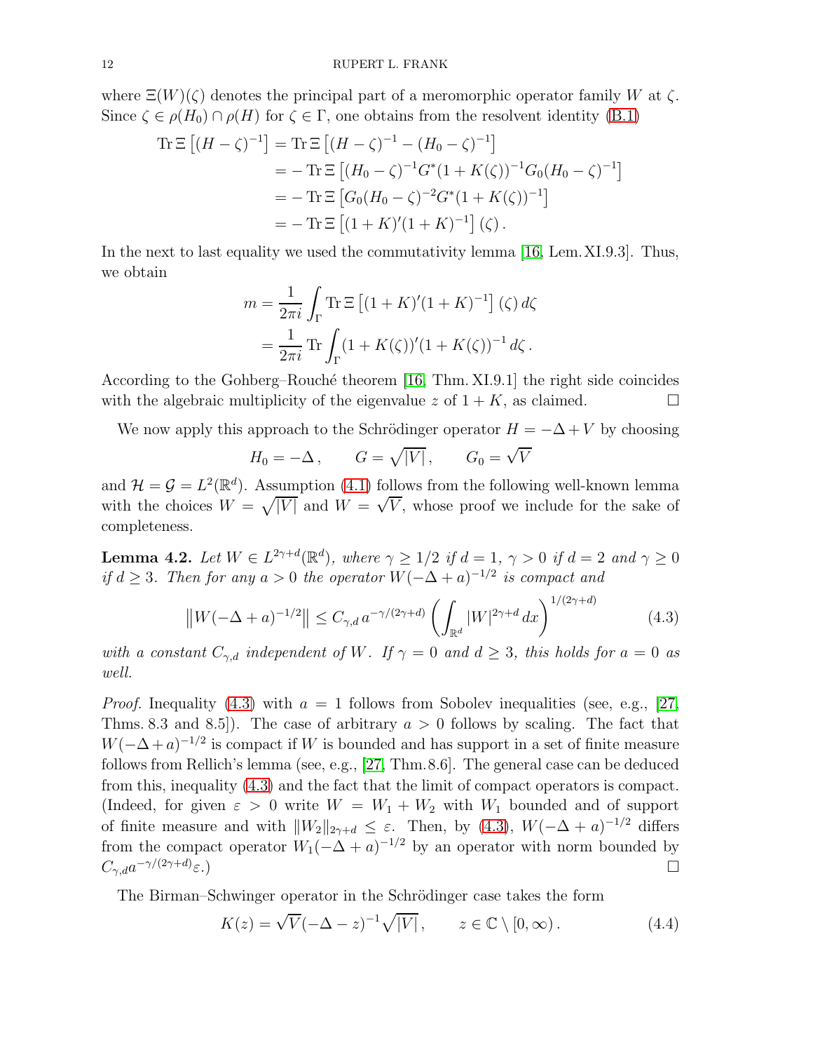where $\Xi(W)(\zeta)$ denotes the principal part of a meromorphic operator family $W$ at $\zeta$. Since $\zeta \in \rho(H_0) \cap \rho(H)$ for $\zeta \in \Gamma$, one obtains from the resolvent identity (B.1)

$$
\begin{aligned}
\operatorname{Tr} \Xi \left[(H-\zeta)^{-1}\right] &= \operatorname{Tr} \Xi \left[(H-\zeta)^{-1} - (H_0-\zeta)^{-1}\right] \\
&= - \operatorname{Tr} \Xi \left[(H_0-\zeta)^{-1} G^* (1+K(\zeta))^{-1} G_0 (H_0-\zeta)^{-1}\right] \\
&= - \operatorname{Tr} \Xi \left[G_0 (H_0-\zeta)^{-2} G^* (1+K(\zeta))^{-1}\right] \\
&= - \operatorname{Tr} \Xi \left[(1+K)'(1+K)^{-1}\right](\zeta) .
\end{aligned}
$$

In the next to last equality we used the commutativity lemma [16, Lem. XI.9.3]. Thus, we obtain

$$
\begin{aligned}
m &= \frac{1}{2\pi i} \int_\Gamma \operatorname{Tr} \Xi \left[(1+K)'(1+K)^{-1}\right](\zeta)\, d\zeta \\
&= \frac{1}{2\pi i} \operatorname{Tr} \int_\Gamma (1+K(\zeta))'(1+K(\zeta))^{-1}\, d\zeta .
\end{aligned}
$$

According to the Gohberg–Rouché theorem [16, Thm. XI.9.1] the right side coincides with the algebraic multiplicity of the eigenvalue $z$ of $1+K$, as claimed. $\square$

We now apply this approach to the Schrödinger operator $H = -\Delta + V$ by choosing

$$
H_0 = -\Delta , \qquad G = \sqrt{|V|} , \qquad G_0 = \sqrt{V}
$$

and $\mathcal{H} = \mathcal{G} = L^2(\mathbb{R}^d)$. Assumption (4.1) follows from the following well-known lemma with the choices $W = \sqrt{|V|}$ and $W = \sqrt{V}$, whose proof we include for the sake of completeness.

**Lemma 4.2.** *Let $W \in L^{2\gamma+d}(\mathbb{R}^d)$, where $\gamma \geq 1/2$ if $d=1$, $\gamma > 0$ if $d=2$ and $\gamma \geq 0$ if $d \geq 3$. Then for any $a > 0$ the operator $W(-\Delta+a)^{-1/2}$ is compact and*

$$
\left\| W(-\Delta+a)^{-1/2} \right\| \leq C_{\gamma,d}\, a^{-\gamma/(2\gamma+d)} \left( \int_{\mathbb{R}^d} |W|^{2\gamma+d}\, dx \right)^{1/(2\gamma+d)} \tag{4.3}
$$

*with a constant $C_{\gamma,d}$ independent of $W$. If $\gamma = 0$ and $d \geq 3$, this holds for $a=0$ as well.*

*Proof.* Inequality (4.3) with $a=1$ follows from Sobolev inequalities (see, e.g., [27, Thms. 8.3 and 8.5]). The case of arbitrary $a>0$ follows by scaling. The fact that $W(-\Delta+a)^{-1/2}$ is compact if $W$ is bounded and has support in a set of finite measure follows from Rellich's lemma (see, e.g., [27, Thm. 8.6]. The general case can be deduced from this, inequality (4.3) and the fact that the limit of compact operators is compact. (Indeed, for given $\varepsilon > 0$ write $W = W_1 + W_2$ with $W_1$ bounded and of support of finite measure and with $\|W_2\|_{2\gamma+d} \leq \varepsilon$. Then, by (4.3), $W(-\Delta+a)^{-1/2}$ differs from the compact operator $W_1(-\Delta+a)^{-1/2}$ by an operator with norm bounded by $C_{\gamma,d} a^{-\gamma/(2\gamma+d)} \varepsilon$.) $\square$

The Birman–Schwinger operator in the Schrödinger case takes the form

$$
K(z) = \sqrt{V} (-\Delta - z)^{-1} \sqrt{|V|} , \qquad z \in \mathbb{C} \setminus [0,\infty) . \tag{4.4}
$$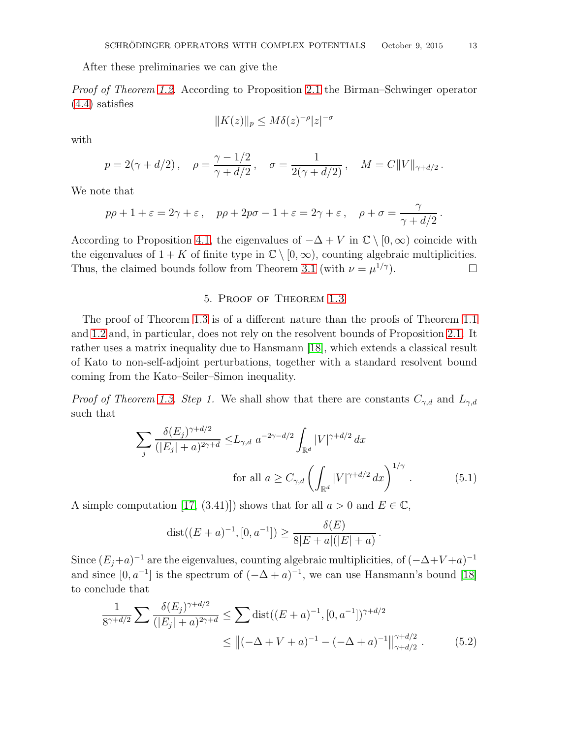After these preliminaries we can give the

*Proof of Theorem 1.2.* According to Proposition 2.1 the Birman–Schwinger operator (4.4) satisfies

$$\|K(z)\|_p \le M\delta(z)^{-\rho}|z|^{-\sigma}$$

with

$$p = 2(\gamma + d/2)\,, \quad \rho = \frac{\gamma - 1/2}{\gamma + d/2}\,, \quad \sigma = \frac{1}{2(\gamma + d/2)}\,, \quad M = C\|V\|_{\gamma+d/2}\,.$$

We note that

$$p\rho + 1 + \varepsilon = 2\gamma + \varepsilon\,, \quad p\rho + 2p\sigma - 1 + \varepsilon = 2\gamma + \varepsilon\,, \quad \rho + \sigma = \frac{\gamma}{\gamma + d/2}\,.$$

According to Proposition 4.1, the eigenvalues of $-\Delta + V$ in $\mathbb{C} \setminus [0,\infty)$ coincide with the eigenvalues of $1 + K$ of finite type in $\mathbb{C} \setminus [0,\infty)$, counting algebraic multiplicities. Thus, the claimed bounds follow from Theorem 3.1 (with $\nu = \mu^{1/\gamma}$). □

## 5. Proof of Theorem 1.3

The proof of Theorem 1.3 is of a different nature than the proofs of Theorem 1.1 and 1.2 and, in particular, does not rely on the resolvent bounds of Proposition 2.1. It rather uses a matrix inequality due to Hansmann [18], which extends a classical result of Kato to non-self-adjoint perturbations, together with a standard resolvent bound coming from the Kato–Seiler–Simon inequality.

*Proof of Theorem 1.3. Step 1.* We shall show that there are constants $C_{\gamma,d}$ and $L_{\gamma,d}$ such that

$$\sum_j \frac{\delta(E_j)^{\gamma+d/2}}{(|E_j| + a)^{2\gamma+d}} \le L_{\gamma,d}\; a^{-2\gamma-d/2} \int_{\mathbb{R}^d} |V|^{\gamma+d/2}\,dx \qquad \text{for all } a \ge C_{\gamma,d} \left( \int_{\mathbb{R}^d} |V|^{\gamma+d/2}\,dx \right)^{1/\gamma}. \tag{5.1}$$

A simple computation ([17, (3.41)]) shows that for all $a > 0$ and $E \in \mathbb{C}$,

$$\operatorname{dist}((E+a)^{-1}, [0, a^{-1}]) \ge \frac{\delta(E)}{8|E+a|(|E|+a)}\,.$$

Since $(E_j+a)^{-1}$ are the eigenvalues, counting algebraic multiplicities, of $(-\Delta+V+a)^{-1}$ and since $[0, a^{-1}]$ is the spectrum of $(-\Delta + a)^{-1}$, we can use Hansmann's bound [18] to conclude that

$$\begin{aligned}
\frac{1}{8^{\gamma+d/2}} \sum \frac{\delta(E_j)^{\gamma+d/2}}{(|E_j| + a)^{2\gamma+d}} &\le \sum \operatorname{dist}((E+a)^{-1}, [0, a^{-1}])^{\gamma+d/2} \\
&\le \left\|(-\Delta + V + a)^{-1} - (-\Delta + a)^{-1}\right\|_{\gamma+d/2}^{\gamma+d/2}\,.
\end{aligned} \tag{5.2}$$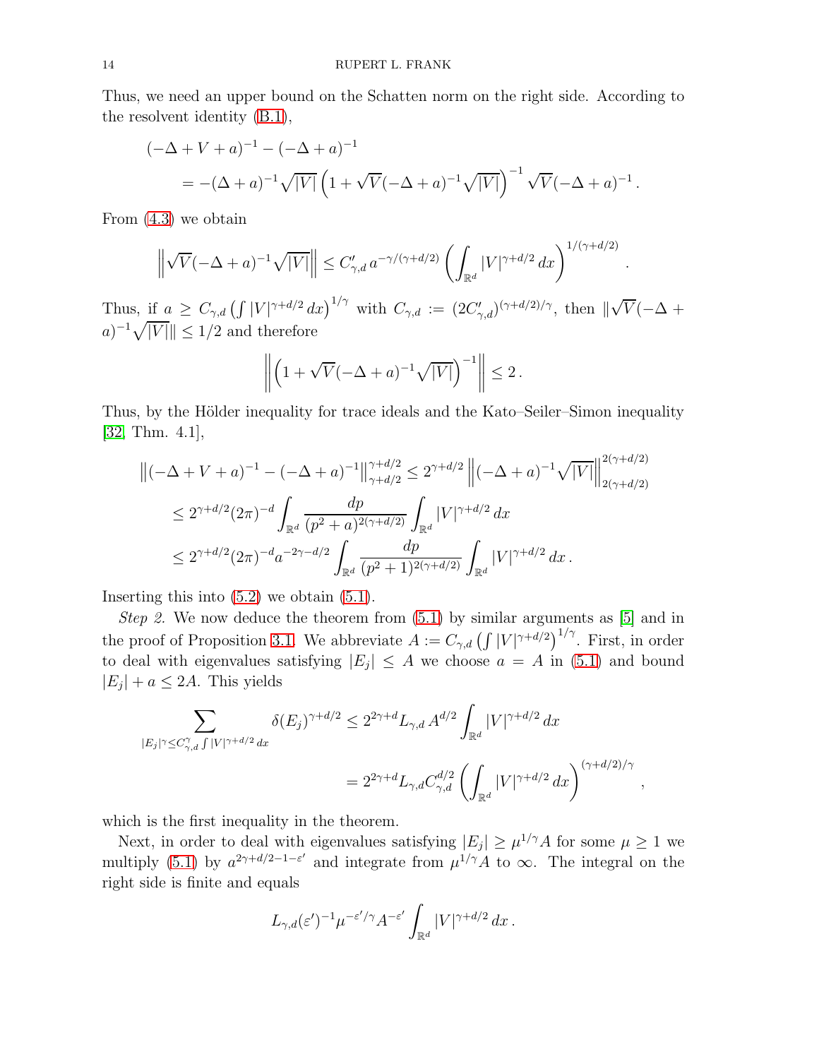Thus, we need an upper bound on the Schatten norm on the right side. According to the resolvent identity (B.1),

$$
\begin{aligned}
&(-\Delta + V + a)^{-1} - (-\Delta + a)^{-1} \\
&\quad = -(\Delta + a)^{-1}\sqrt{|V|}\left(1 + \sqrt{V}(-\Delta + a)^{-1}\sqrt{|V|}\right)^{-1}\sqrt{V}(-\Delta + a)^{-1}\,.
\end{aligned}
$$

From (4.3) we obtain

$$
\left\|\sqrt{V}(-\Delta + a)^{-1}\sqrt{|V|}\right\| \leq C'_{\gamma,d}\, a^{-\gamma/(\gamma+d/2)} \left(\int_{\mathbb{R}^d} |V|^{\gamma+d/2}\,dx\right)^{1/(\gamma+d/2)}.
$$

Thus, if $a \geq C_{\gamma,d}\left(\int |V|^{\gamma+d/2}\,dx\right)^{1/\gamma}$ with $C_{\gamma,d} := (2C'_{\gamma,d})^{(\gamma+d/2)/\gamma}$, then $\|\sqrt{V}(-\Delta + a)^{-1}\sqrt{|V|}\| \leq 1/2$ and therefore

$$
\left\|\left(1 + \sqrt{V}(-\Delta + a)^{-1}\sqrt{|V|}\right)^{-1}\right\| \leq 2\,.
$$

Thus, by the Hölder inequality for trace ideals and the Kato–Seiler–Simon inequality [32, Thm. 4.1],

$$
\begin{aligned}
\left\|(-\Delta + V + a)^{-1} - (-\Delta + a)^{-1}\right\|_{\gamma+d/2}^{\gamma+d/2} &\leq 2^{\gamma+d/2}\left\|(-\Delta + a)^{-1}\sqrt{|V|}\right\|_{2(\gamma+d/2)}^{2(\gamma+d/2)} \\
&\leq 2^{\gamma+d/2}(2\pi)^{-d}\int_{\mathbb{R}^d}\frac{dp}{(p^2+a)^{2(\gamma+d/2)}}\int_{\mathbb{R}^d}|V|^{\gamma+d/2}\,dx \\
&\leq 2^{\gamma+d/2}(2\pi)^{-d}a^{-2\gamma-d/2}\int_{\mathbb{R}^d}\frac{dp}{(p^2+1)^{2(\gamma+d/2)}}\int_{\mathbb{R}^d}|V|^{\gamma+d/2}\,dx\,.
\end{aligned}
$$

Inserting this into (5.2) we obtain (5.1).

*Step 2.* We now deduce the theorem from (5.1) by similar arguments as [5] and in the proof of Proposition 3.1. We abbreviate $A := C_{\gamma,d}\left(\int |V|^{\gamma+d/2}\right)^{1/\gamma}$. First, in order to deal with eigenvalues satisfying $|E_j| \leq A$ we choose $a = A$ in (5.1) and bound $|E_j| + a \leq 2A$. This yields

$$
\begin{aligned}
\sum_{|E_j|^\gamma \leq C_{\gamma,d}^\gamma \int |V|^{\gamma+d/2}\,dx} \delta(E_j)^{\gamma+d/2} &\leq 2^{2\gamma+d}L_{\gamma,d}\,A^{d/2}\int_{\mathbb{R}^d}|V|^{\gamma+d/2}\,dx \\
&= 2^{2\gamma+d}L_{\gamma,d}C_{\gamma,d}^{d/2}\left(\int_{\mathbb{R}^d}|V|^{\gamma+d/2}\,dx\right)^{(\gamma+d/2)/\gamma},
\end{aligned}
$$

which is the first inequality in the theorem.

Next, in order to deal with eigenvalues satisfying $|E_j| \geq \mu^{1/\gamma}A$ for some $\mu \geq 1$ we multiply (5.1) by $a^{2\gamma+d/2-1-\varepsilon'}$ and integrate from $\mu^{1/\gamma}A$ to $\infty$. The integral on the right side is finite and equals

$$
L_{\gamma,d}(\varepsilon')^{-1}\mu^{-\varepsilon'/\gamma}A^{-\varepsilon'}\int_{\mathbb{R}^d}|V|^{\gamma+d/2}\,dx\,.
$$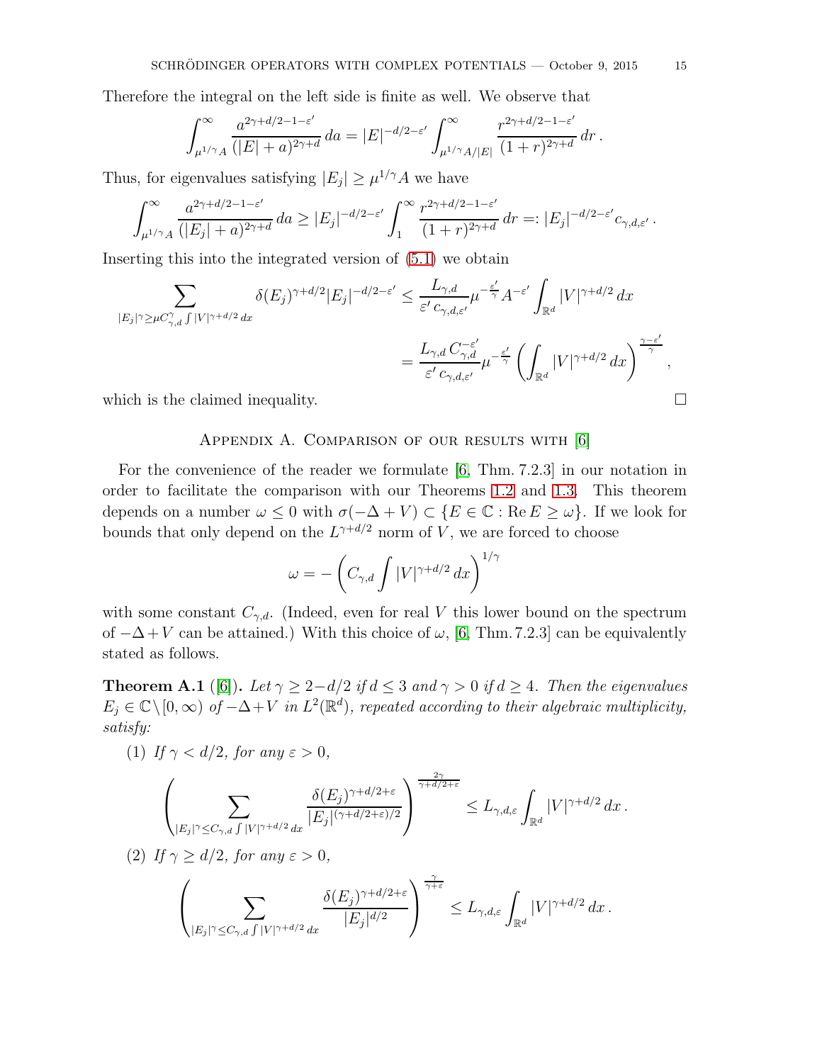Therefore the integral on the left side is finite as well. We observe that

$$
\int_{\mu^{1/\gamma}A}^{\infty} \frac{a^{2\gamma+d/2-1-\varepsilon'}}{(|E|+a)^{2\gamma+d}}\, da = |E|^{-d/2-\varepsilon'} \int_{\mu^{1/\gamma}A/|E|}^{\infty} \frac{r^{2\gamma+d/2-1-\varepsilon'}}{(1+r)^{2\gamma+d}}\, dr\,.
$$

Thus, for eigenvalues satisfying $|E_j| \geq \mu^{1/\gamma}A$ we have

$$
\int_{\mu^{1/\gamma}A}^{\infty} \frac{a^{2\gamma+d/2-1-\varepsilon'}}{(|E_j|+a)^{2\gamma+d}}\, da \geq |E_j|^{-d/2-\varepsilon'} \int_{1}^{\infty} \frac{r^{2\gamma+d/2-1-\varepsilon'}}{(1+r)^{2\gamma+d}}\, dr =: |E_j|^{-d/2-\varepsilon'} c_{\gamma,d,\varepsilon'}\,.
$$

Inserting this into the integrated version of (5.1) we obtain

$$
\begin{aligned}
\sum_{|E_j|^\gamma \geq \mu C_{\gamma,d}^\gamma \int |V|^{\gamma+d/2}\,dx} \delta(E_j)^{\gamma+d/2}|E_j|^{-d/2-\varepsilon'} &\leq \frac{L_{\gamma,d}}{\varepsilon'\, c_{\gamma,d,\varepsilon'}} \mu^{-\frac{\varepsilon'}{\gamma}} A^{-\varepsilon'} \int_{\mathbb{R}^d} |V|^{\gamma+d/2}\,dx \\
&= \frac{L_{\gamma,d}\, C_{\gamma,d}^{-\varepsilon'}}{\varepsilon'\, c_{\gamma,d,\varepsilon'}} \mu^{-\frac{\varepsilon'}{\gamma}} \left( \int_{\mathbb{R}^d} |V|^{\gamma+d/2}\,dx \right)^{\frac{\gamma-\varepsilon'}{\gamma}},
\end{aligned}
$$

which is the claimed inequality. □

## Appendix A. Comparison of our results with [6]

For the convenience of the reader we formulate [6, Thm. 7.2.3] in our notation in order to facilitate the comparison with our Theorems 1.2 and 1.3. This theorem depends on a number $\omega \leq 0$ with $\sigma(-\Delta + V) \subset \{E \in \mathbb{C} : \operatorname{Re} E \geq \omega\}$. If we look for bounds that only depend on the $L^{\gamma+d/2}$ norm of $V$, we are forced to choose

$$
\omega = -\left( C_{\gamma,d} \int |V|^{\gamma+d/2}\,dx \right)^{1/\gamma}
$$

with some constant $C_{\gamma,d}$. (Indeed, even for real $V$ this lower bound on the spectrum of $-\Delta + V$ can be attained.) With this choice of $\omega$, [6, Thm. 7.2.3] can be equivalently stated as follows.

**Theorem A.1** ([6]). *Let $\gamma \geq 2 - d/2$ if $d \leq 3$ and $\gamma > 0$ if $d \geq 4$. Then the eigenvalues $E_j \in \mathbb{C} \setminus [0,\infty)$ of $-\Delta + V$ in $L^2(\mathbb{R}^d)$, repeated according to their algebraic multiplicity, satisfy:*

(1) *If $\gamma < d/2$, for any $\varepsilon > 0$,*

$$
\left( \sum_{|E_j|^\gamma \leq C_{\gamma,d} \int |V|^{\gamma+d/2}\,dx} \frac{\delta(E_j)^{\gamma+d/2+\varepsilon}}{|E_j|^{(\gamma+d/2+\varepsilon)/2}} \right)^{\frac{2\gamma}{\gamma+d/2+\varepsilon}} \leq L_{\gamma,d,\varepsilon} \int_{\mathbb{R}^d} |V|^{\gamma+d/2}\,dx\,.
$$

(2) *If $\gamma \geq d/2$, for any $\varepsilon > 0$,*

$$
\left( \sum_{|E_j|^\gamma \leq C_{\gamma,d} \int |V|^{\gamma+d/2}\,dx} \frac{\delta(E_j)^{\gamma+d/2+\varepsilon}}{|E_j|^{d/2}} \right)^{\frac{\gamma}{\gamma+\varepsilon}} \leq L_{\gamma,d,\varepsilon} \int_{\mathbb{R}^d} |V|^{\gamma+d/2}\,dx\,.
$$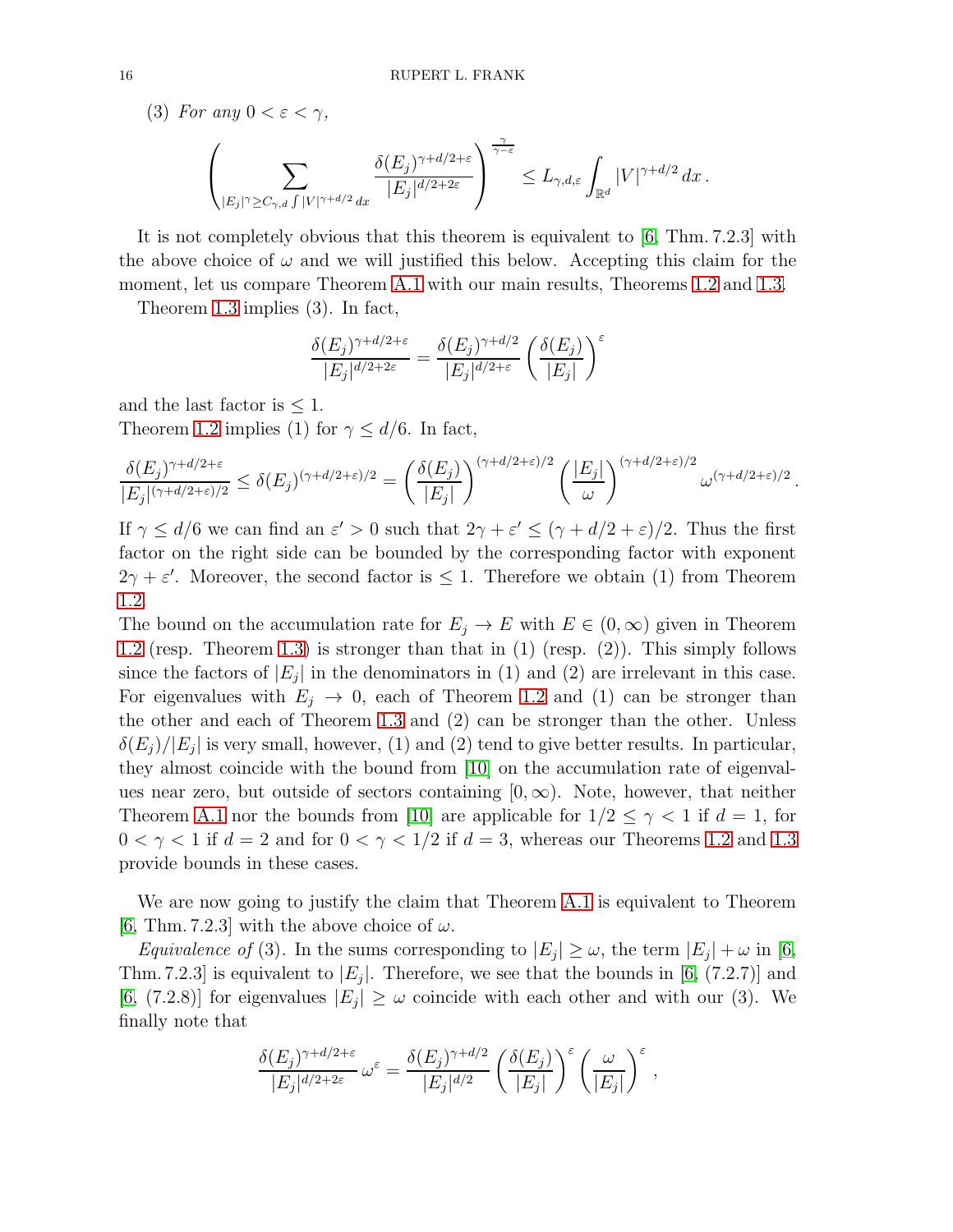(3) *For any* $0 < \varepsilon < \gamma$,

$$\left( \sum_{|E_j|^\gamma \geq C_{\gamma,d} \int |V|^{\gamma+d/2}\,dx} \frac{\delta(E_j)^{\gamma+d/2+\varepsilon}}{|E_j|^{d/2+2\varepsilon}} \right)^{\frac{\gamma}{\gamma-\varepsilon}} \leq L_{\gamma,d,\varepsilon} \int_{\mathbb{R}^d} |V|^{\gamma+d/2}\,dx\,.$$

It is not completely obvious that this theorem is equivalent to [6, Thm. 7.2.3] with the above choice of $\omega$ and we will justified this below. Accepting this claim for the moment, let us compare Theorem A.1 with our main results, Theorems 1.2 and 1.3.

Theorem 1.3 implies (3). In fact,

$$\frac{\delta(E_j)^{\gamma+d/2+\varepsilon}}{|E_j|^{d/2+2\varepsilon}} = \frac{\delta(E_j)^{\gamma+d/2}}{|E_j|^{d/2+\varepsilon}} \left(\frac{\delta(E_j)}{|E_j|}\right)^{\varepsilon}$$

and the last factor is $\leq 1$.
Theorem 1.2 implies (1) for $\gamma \leq d/6$. In fact,

$$\frac{\delta(E_j)^{\gamma+d/2+\varepsilon}}{|E_j|^{(\gamma+d/2+\varepsilon)/2}} \leq \delta(E_j)^{(\gamma+d/2+\varepsilon)/2} = \left(\frac{\delta(E_j)}{|E_j|}\right)^{(\gamma+d/2+\varepsilon)/2} \left(\frac{|E_j|}{\omega}\right)^{(\gamma+d/2+\varepsilon)/2} \omega^{(\gamma+d/2+\varepsilon)/2}\,.$$

If $\gamma \leq d/6$ we can find an $\varepsilon' > 0$ such that $2\gamma + \varepsilon' \leq (\gamma + d/2 + \varepsilon)/2$. Thus the first factor on the right side can be bounded by the corresponding factor with exponent $2\gamma + \varepsilon'$. Moreover, the second factor is $\leq 1$. Therefore we obtain (1) from Theorem 1.2.
The bound on the accumulation rate for $E_j \to E$ with $E \in (0,\infty)$ given in Theorem 1.2 (resp. Theorem 1.3) is stronger than that in (1) (resp. (2)). This simply follows since the factors of $|E_j|$ in the denominators in (1) and (2) are irrelevant in this case. For eigenvalues with $E_j \to 0$, each of Theorem 1.2 and (1) can be stronger than the other and each of Theorem 1.3 and (2) can be stronger than the other. Unless $\delta(E_j)/|E_j|$ is very small, however, (1) and (2) tend to give better results. In particular, they almost coincide with the bound from [10] on the accumulation rate of eigenvalues near zero, but outside of sectors containing $[0,\infty)$. Note, however, that neither Theorem A.1 nor the bounds from [10] are applicable for $1/2 \leq \gamma < 1$ if $d = 1$, for $0 < \gamma < 1$ if $d = 2$ and for $0 < \gamma < 1/2$ if $d = 3$, whereas our Theorems 1.2 and 1.3 provide bounds in these cases.

We are now going to justify the claim that Theorem A.1 is equivalent to Theorem [6, Thm. 7.2.3] with the above choice of $\omega$.

*Equivalence of* (3). In the sums corresponding to $|E_j| \geq \omega$, the term $|E_j| + \omega$ in [6, Thm. 7.2.3] is equivalent to $|E_j|$. Therefore, we see that the bounds in [6, (7.2.7)] and [6, (7.2.8)] for eigenvalues $|E_j| \geq \omega$ coincide with each other and with our (3). We finally note that

$$\frac{\delta(E_j)^{\gamma+d/2+\varepsilon}}{|E_j|^{d/2+2\varepsilon}}\,\omega^{\varepsilon} = \frac{\delta(E_j)^{\gamma+d/2}}{|E_j|^{d/2}} \left(\frac{\delta(E_j)}{|E_j|}\right)^{\varepsilon} \left(\frac{\omega}{|E_j|}\right)^{\varepsilon},$$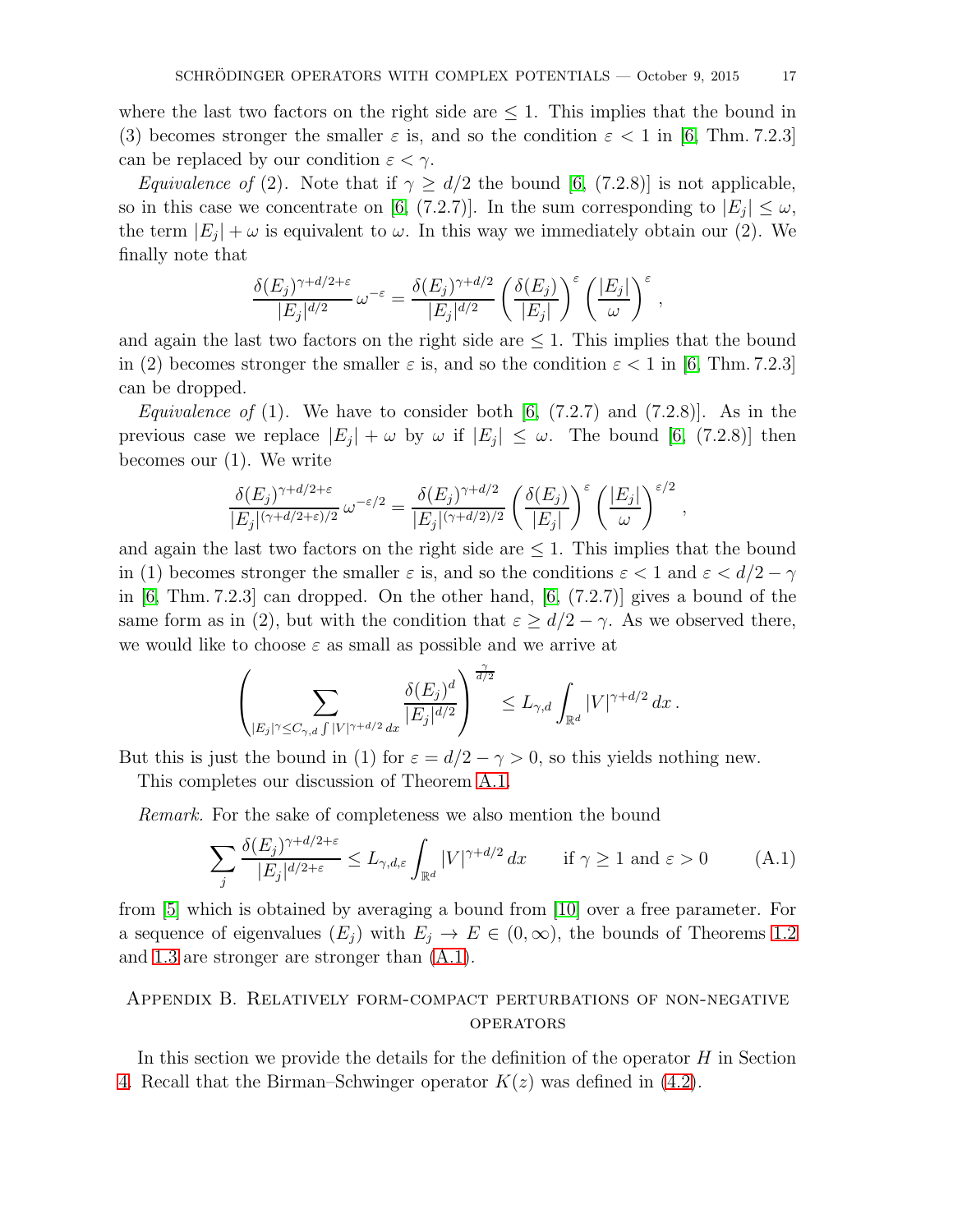where the last two factors on the right side are $\leq 1$. This implies that the bound in (3) becomes stronger the smaller $\varepsilon$ is, and so the condition $\varepsilon < 1$ in [6, Thm. 7.2.3] can be replaced by our condition $\varepsilon < \gamma$.

*Equivalence of* (2). Note that if $\gamma \geq d/2$ the bound [6, (7.2.8)] is not applicable, so in this case we concentrate on [6, (7.2.7)]. In the sum corresponding to $|E_j| \leq \omega$, the term $|E_j| + \omega$ is equivalent to $\omega$. In this way we immediately obtain our (2). We finally note that

$$\frac{\delta(E_j)^{\gamma+d/2+\varepsilon}}{|E_j|^{d/2}}\,\omega^{-\varepsilon} = \frac{\delta(E_j)^{\gamma+d/2}}{|E_j|^{d/2}}\left(\frac{\delta(E_j)}{|E_j|}\right)^{\varepsilon}\left(\frac{|E_j|}{\omega}\right)^{\varepsilon},$$

and again the last two factors on the right side are $\leq 1$. This implies that the bound in (2) becomes stronger the smaller $\varepsilon$ is, and so the condition $\varepsilon < 1$ in [6, Thm. 7.2.3] can be dropped.

*Equivalence of* (1). We have to consider both [6, (7.2.7) and (7.2.8)]. As in the previous case we replace $|E_j| + \omega$ by $\omega$ if $|E_j| \leq \omega$. The bound [6, (7.2.8)] then becomes our (1). We write

$$\frac{\delta(E_j)^{\gamma+d/2+\varepsilon}}{|E_j|^{(\gamma+d/2+\varepsilon)/2}}\,\omega^{-\varepsilon/2} = \frac{\delta(E_j)^{\gamma+d/2}}{|E_j|^{(\gamma+d/2)/2}}\left(\frac{\delta(E_j)}{|E_j|}\right)^{\varepsilon}\left(\frac{|E_j|}{\omega}\right)^{\varepsilon/2},$$

and again the last two factors on the right side are $\leq 1$. This implies that the bound in (1) becomes stronger the smaller $\varepsilon$ is, and so the conditions $\varepsilon < 1$ and $\varepsilon < d/2 - \gamma$ in [6, Thm. 7.2.3] can dropped. On the other hand, [6, (7.2.7)] gives a bound of the same form as in (2), but with the condition that $\varepsilon \geq d/2 - \gamma$. As we observed there, we would like to choose $\varepsilon$ as small as possible and we arrive at

$$\left(\sum_{|E_j|^{\gamma} \leq C_{\gamma,d}\int |V|^{\gamma+d/2}\,dx} \frac{\delta(E_j)^d}{|E_j|^{d/2}}\right)^{\frac{\gamma}{d/2}} \leq L_{\gamma,d}\int_{\mathbb{R}^d} |V|^{\gamma+d/2}\,dx\,.$$

But this is just the bound in (1) for $\varepsilon = d/2 - \gamma > 0$, so this yields nothing new.

This completes our discussion of Theorem A.1.

*Remark.* For the sake of completeness we also mention the bound

$$\sum_j \frac{\delta(E_j)^{\gamma+d/2+\varepsilon}}{|E_j|^{d/2+\varepsilon}} \leq L_{\gamma,d,\varepsilon}\int_{\mathbb{R}^d} |V|^{\gamma+d/2}\,dx \qquad \text{if } \gamma \geq 1 \text{ and } \varepsilon > 0 \tag{A.1}$$

from [5] which is obtained by averaging a bound from [10] over a free parameter. For a sequence of eigenvalues $(E_j)$ with $E_j \to E \in (0,\infty)$, the bounds of Theorems 1.2 and 1.3 are stronger are stronger than (A.1).

## Appendix B. Relatively form-compact perturbations of non-negative operators

In this section we provide the details for the definition of the operator $H$ in Section 4. Recall that the Birman–Schwinger operator $K(z)$ was defined in (4.2).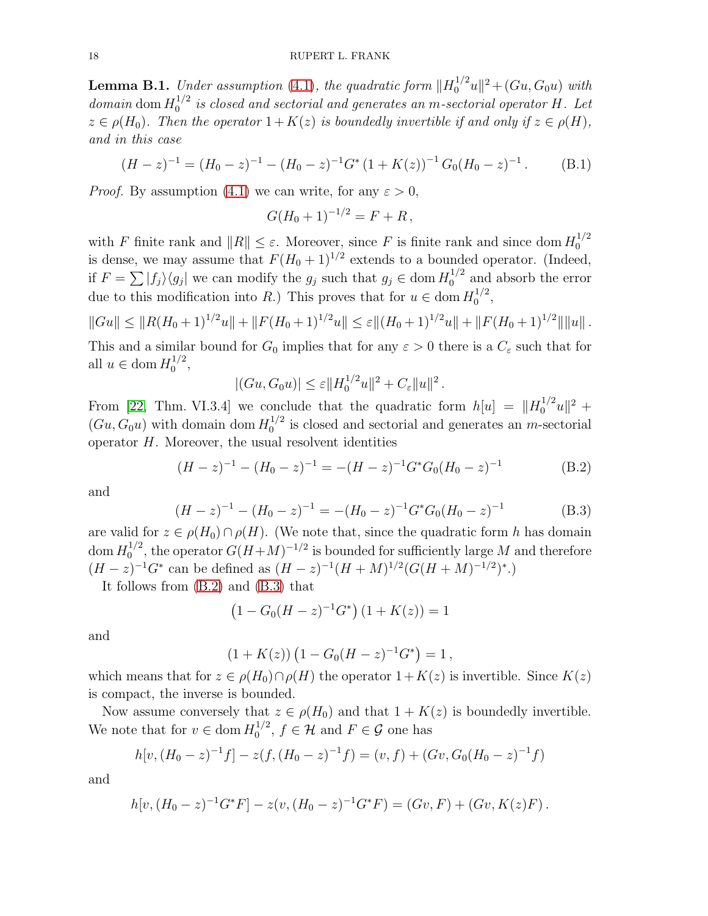**Lemma B.1.** *Under assumption (4.1), the quadratic form $\|H_0^{1/2}u\|^2 + (Gu, G_0 u)$ with domain $\operatorname{dom} H_0^{1/2}$ is closed and sectorial and generates an $m$-sectorial operator $H$. Let $z \in \rho(H_0)$. Then the operator $1 + K(z)$ is boundedly invertible if and only if $z \in \rho(H)$, and in this case*

$$(H - z)^{-1} = (H_0 - z)^{-1} - (H_0 - z)^{-1} G^* \left(1 + K(z)\right)^{-1} G_0 (H_0 - z)^{-1} . \tag{B.1}$$

*Proof.* By assumption (4.1) we can write, for any $\varepsilon > 0$,

$$G(H_0 + 1)^{-1/2} = F + R ,$$

with $F$ finite rank and $\|R\| \leq \varepsilon$. Moreover, since $F$ is finite rank and since $\operatorname{dom} H_0^{1/2}$ is dense, we may assume that $F(H_0 + 1)^{1/2}$ extends to a bounded operator. (Indeed, if $F = \sum |f_j\rangle\langle g_j|$ we can modify the $g_j$ such that $g_j \in \operatorname{dom} H_0^{1/2}$ and absorb the error due to this modification into $R$.) This proves that for $u \in \operatorname{dom} H_0^{1/2}$,

$$\|Gu\| \leq \|R(H_0+1)^{1/2}u\| + \|F(H_0+1)^{1/2}u\| \leq \varepsilon \|(H_0+1)^{1/2}u\| + \|F(H_0+1)^{1/2}\| \|u\| .$$

This and a similar bound for $G_0$ implies that for any $\varepsilon > 0$ there is a $C_\varepsilon$ such that for all $u \in \operatorname{dom} H_0^{1/2}$,

$$|(Gu, G_0 u)| \leq \varepsilon \|H_0^{1/2} u\|^2 + C_\varepsilon \|u\|^2 .$$

From [22, Thm. VI.3.4] we conclude that the quadratic form $h[u] = \|H_0^{1/2}u\|^2 + (Gu, G_0 u)$ with domain $\operatorname{dom} H_0^{1/2}$ is closed and sectorial and generates an $m$-sectorial operator $H$. Moreover, the usual resolvent identities

$$(H - z)^{-1} - (H_0 - z)^{-1} = -(H - z)^{-1} G^* G_0 (H_0 - z)^{-1} \tag{B.2}$$

and

$$(H - z)^{-1} - (H_0 - z)^{-1} = -(H_0 - z)^{-1} G^* G_0 (H_0 - z)^{-1} \tag{B.3}$$

are valid for $z \in \rho(H_0) \cap \rho(H)$. (We note that, since the quadratic form $h$ has domain $\operatorname{dom} H_0^{1/2}$, the operator $G(H+M)^{-1/2}$ is bounded for sufficiently large $M$ and therefore $(H-z)^{-1}G^*$ can be defined as $(H-z)^{-1}(H+M)^{1/2}(G(H+M)^{-1/2})^*$.)

It follows from (B.2) and (B.3) that

$$\left(1 - G_0 (H - z)^{-1} G^*\right)\left(1 + K(z)\right) = 1$$

and

$$\left(1 + K(z)\right)\left(1 - G_0 (H - z)^{-1} G^*\right) = 1 ,$$

which means that for $z \in \rho(H_0) \cap \rho(H)$ the operator $1 + K(z)$ is invertible. Since $K(z)$ is compact, the inverse is bounded.

Now assume conversely that $z \in \rho(H_0)$ and that $1 + K(z)$ is boundedly invertible. We note that for $v \in \operatorname{dom} H_0^{1/2}$, $f \in \mathcal{H}$ and $F \in \mathcal{G}$ one has

$$h[v, (H_0 - z)^{-1} f] - z(f, (H_0 - z)^{-1} f) = (v, f) + (Gv, G_0 (H_0 - z)^{-1} f)$$

and

$$h[v, (H_0 - z)^{-1} G^* F] - z(v, (H_0 - z)^{-1} G^* F) = (Gv, F) + (Gv, K(z) F) .$$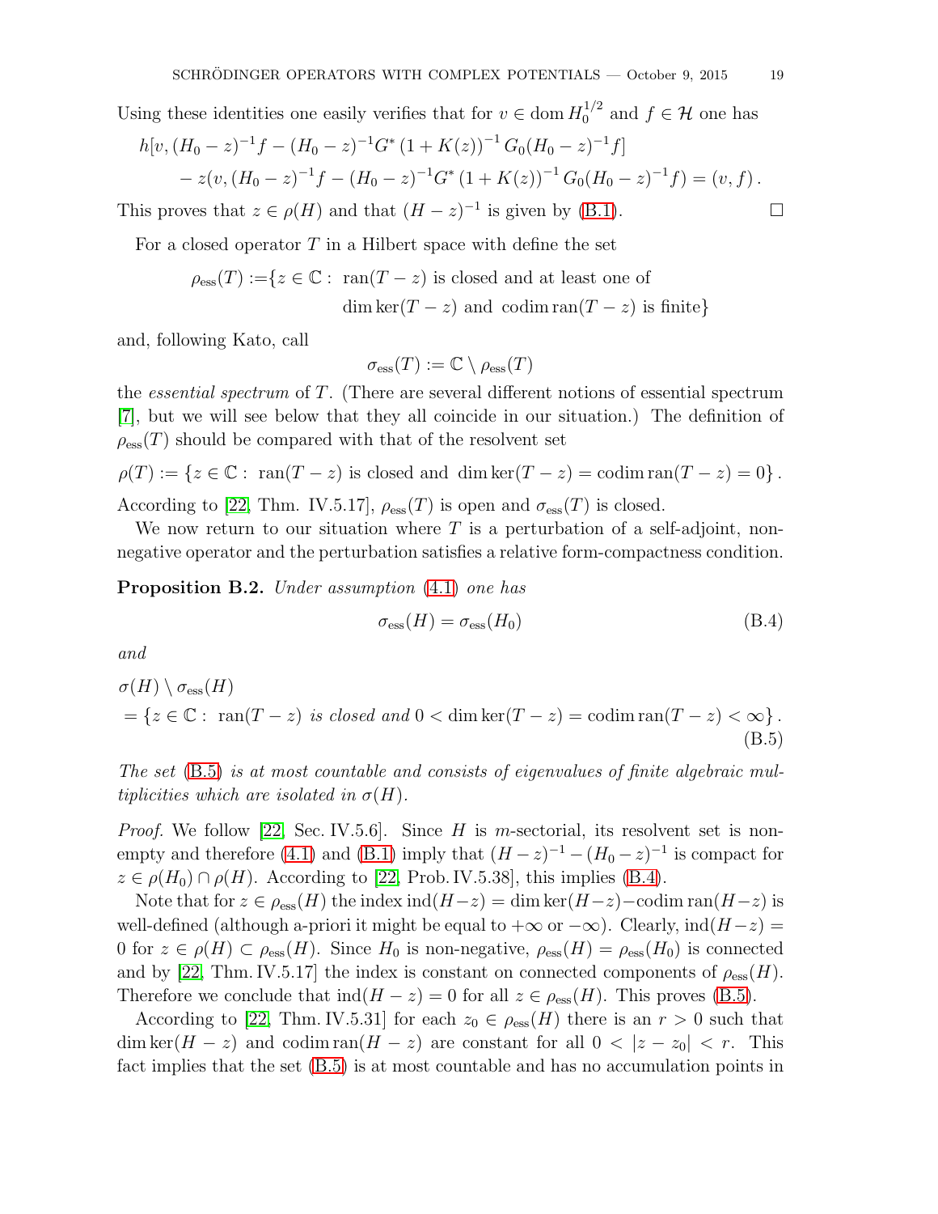Using these identities one easily verifies that for $v \in \operatorname{dom} H_0^{1/2}$ and $f \in \mathcal{H}$ one has

$$
\begin{aligned}
&h[v, (H_0 - z)^{-1} f - (H_0 - z)^{-1} G^* \left(1 + K(z)\right)^{-1} G_0 (H_0 - z)^{-1} f] \\
&\quad - z(v, (H_0 - z)^{-1} f - (H_0 - z)^{-1} G^* \left(1 + K(z)\right)^{-1} G_0 (H_0 - z)^{-1} f) = (v, f)\,.
\end{aligned}
$$

This proves that $z \in \rho(H)$ and that $(H - z)^{-1}$ is given by (B.1). □

For a closed operator $T$ in a Hilbert space with define the set

$$
\begin{aligned}
\rho_{\mathrm{ess}}(T) := \{ z \in \mathbb{C} :\ &\operatorname{ran}(T - z) \text{ is closed and at least one of} \\
&\dim \ker(T - z) \text{ and } \operatorname{codim} \operatorname{ran}(T - z) \text{ is finite} \}
\end{aligned}
$$

and, following Kato, call

$$
\sigma_{\mathrm{ess}}(T) := \mathbb{C} \setminus \rho_{\mathrm{ess}}(T)
$$

the *essential spectrum* of $T$. (There are several different notions of essential spectrum [7], but we will see below that they all coincide in our situation.) The definition of $\rho_{\mathrm{ess}}(T)$ should be compared with that of the resolvent set

$$
\rho(T) := \{ z \in \mathbb{C} :\ \operatorname{ran}(T - z) \text{ is closed and } \dim \ker(T - z) = \operatorname{codim} \operatorname{ran}(T - z) = 0 \}\,.
$$

According to [22, Thm. IV.5.17], $\rho_{\mathrm{ess}}(T)$ is open and $\sigma_{\mathrm{ess}}(T)$ is closed.

We now return to our situation where $T$ is a perturbation of a self-adjoint, non-negative operator and the perturbation satisfies a relative form-compactness condition.

**Proposition B.2.** *Under assumption* (4.1) *one has*

$$
\sigma_{\mathrm{ess}}(H) = \sigma_{\mathrm{ess}}(H_0) \tag{B.4}
$$

*and*

$$
\begin{aligned}
&\sigma(H) \setminus \sigma_{\mathrm{ess}}(H) \\
&= \{ z \in \mathbb{C} :\ \operatorname{ran}(T - z) \text{ is closed and } 0 < \dim \ker(T - z) = \operatorname{codim} \operatorname{ran}(T - z) < \infty \}\,.
\end{aligned} \tag{B.5}
$$

*The set* (B.5) *is at most countable and consists of eigenvalues of finite algebraic multiplicities which are isolated in* $\sigma(H)$.

*Proof.* We follow [22, Sec. IV.5.6]. Since $H$ is $m$-sectorial, its resolvent set is non-empty and therefore (4.1) and (B.1) imply that $(H - z)^{-1} - (H_0 - z)^{-1}$ is compact for $z \in \rho(H_0) \cap \rho(H)$. According to [22, Prob. IV.5.38], this implies (B.4).

Note that for $z \in \rho_{\mathrm{ess}}(H)$ the index $\operatorname{ind}(H - z) = \dim \ker(H - z) - \operatorname{codim} \operatorname{ran}(H - z)$ is well-defined (although a-priori it might be equal to $+\infty$ or $-\infty$). Clearly, $\operatorname{ind}(H - z) = 0$ for $z \in \rho(H) \subset \rho_{\mathrm{ess}}(H)$. Since $H_0$ is non-negative, $\rho_{\mathrm{ess}}(H) = \rho_{\mathrm{ess}}(H_0)$ is connected and by [22, Thm. IV.5.17] the index is constant on connected components of $\rho_{\mathrm{ess}}(H)$. Therefore we conclude that $\operatorname{ind}(H - z) = 0$ for all $z \in \rho_{\mathrm{ess}}(H)$. This proves (B.5).

According to [22, Thm. IV.5.31] for each $z_0 \in \rho_{\mathrm{ess}}(H)$ there is an $r > 0$ such that $\dim \ker(H - z)$ and $\operatorname{codim} \operatorname{ran}(H - z)$ are constant for all $0 < |z - z_0| < r$. This fact implies that the set (B.5) is at most countable and has no accumulation points in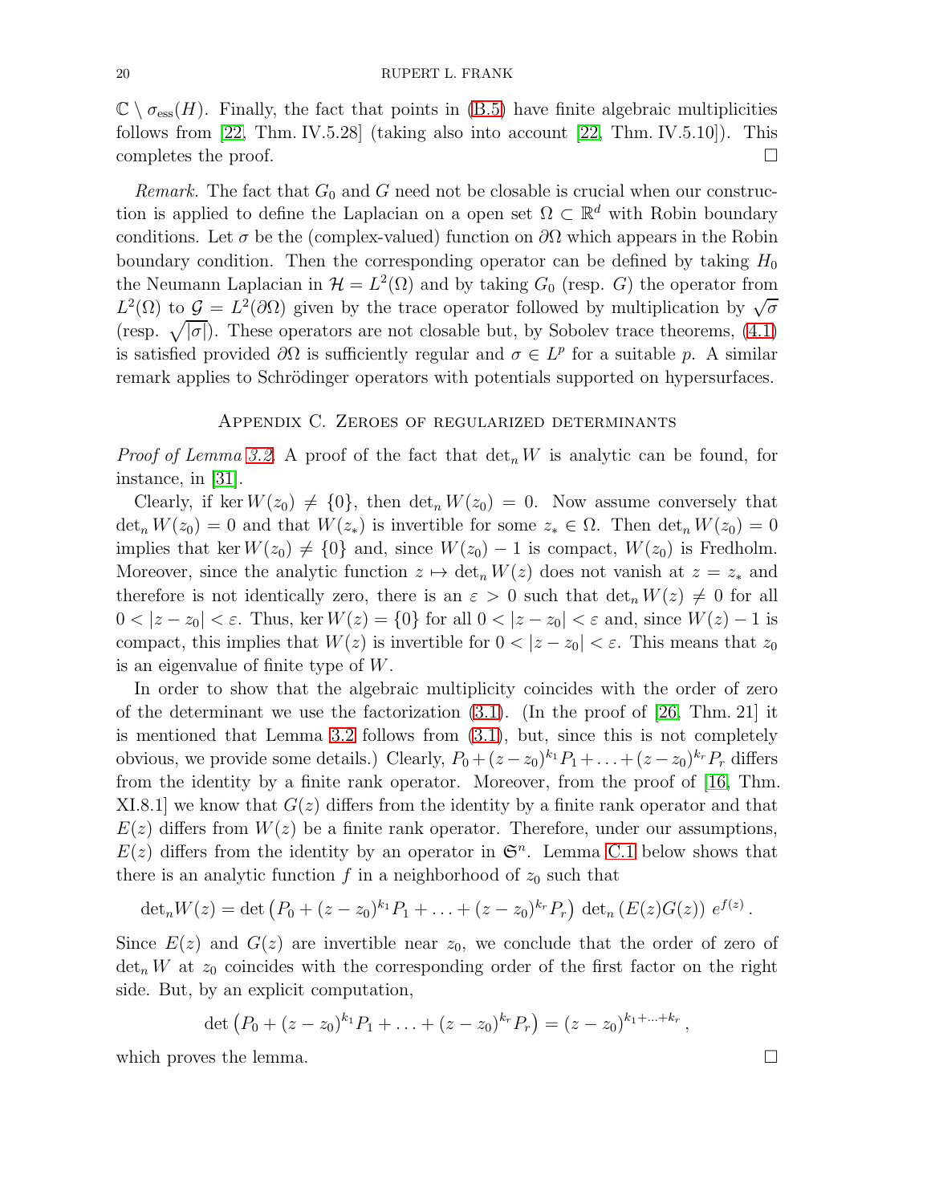$\mathbb{C} \setminus \sigma_{\mathrm{ess}}(H)$. Finally, the fact that points in (B.5) have finite algebraic multiplicities follows from [22, Thm. IV.5.28] (taking also into account [22, Thm. IV.5.10]). This completes the proof. □

*Remark.* The fact that $G_0$ and $G$ need not be closable is crucial when our construction is applied to define the Laplacian on a open set $\Omega \subset \mathbb{R}^d$ with Robin boundary conditions. Let $\sigma$ be the (complex-valued) function on $\partial\Omega$ which appears in the Robin boundary condition. Then the corresponding operator can be defined by taking $H_0$ the Neumann Laplacian in $\mathcal{H} = L^2(\Omega)$ and by taking $G_0$ (resp. $G$) the operator from $L^2(\Omega)$ to $\mathcal{G} = L^2(\partial\Omega)$ given by the trace operator followed by multiplication by $\sqrt{\sigma}$ (resp. $\sqrt{|\sigma|}$). These operators are not closable but, by Sobolev trace theorems, (4.1) is satisfied provided $\partial\Omega$ is sufficiently regular and $\sigma \in L^p$ for a suitable $p$. A similar remark applies to Schrödinger operators with potentials supported on hypersurfaces.

## Appendix C. Zeroes of regularized determinants

*Proof of Lemma 3.2.* A proof of the fact that $\det_n W$ is analytic can be found, for instance, in [31].

Clearly, if $\ker W(z_0) \neq \{0\}$, then $\det_n W(z_0) = 0$. Now assume conversely that $\det_n W(z_0) = 0$ and that $W(z_*)$ is invertible for some $z_* \in \Omega$. Then $\det_n W(z_0) = 0$ implies that $\ker W(z_0) \neq \{0\}$ and, since $W(z_0) - 1$ is compact, $W(z_0)$ is Fredholm. Moreover, since the analytic function $z \mapsto \det_n W(z)$ does not vanish at $z = z_*$ and therefore is not identically zero, there is an $\varepsilon > 0$ such that $\det_n W(z) \neq 0$ for all $0 < |z - z_0| < \varepsilon$. Thus, $\ker W(z) = \{0\}$ for all $0 < |z - z_0| < \varepsilon$ and, since $W(z) - 1$ is compact, this implies that $W(z)$ is invertible for $0 < |z - z_0| < \varepsilon$. This means that $z_0$ is an eigenvalue of finite type of $W$.

In order to show that the algebraic multiplicity coincides with the order of zero of the determinant we use the factorization (3.1). (In the proof of [26, Thm. 21] it is mentioned that Lemma 3.2 follows from (3.1), but, since this is not completely obvious, we provide some details.) Clearly, $P_0 + (z-z_0)^{k_1} P_1 + \ldots + (z-z_0)^{k_r} P_r$ differs from the identity by a finite rank operator. Moreover, from the proof of [16, Thm. XI.8.1] we know that $G(z)$ differs from the identity by a finite rank operator and that $E(z)$ differs from $W(z)$ be a finite rank operator. Therefore, under our assumptions, $E(z)$ differs from the identity by an operator in $\mathfrak{S}^n$. Lemma C.1 below shows that there is an analytic function $f$ in a neighborhood of $z_0$ such that

$$\det{}_n W(z) = \det\left(P_0 + (z-z_0)^{k_1} P_1 + \ldots + (z-z_0)^{k_r} P_r\right)\, \det{}_n\left(E(z)G(z)\right)\, e^{f(z)}\,.$$

Since $E(z)$ and $G(z)$ are invertible near $z_0$, we conclude that the order of zero of $\det_n W$ at $z_0$ coincides with the corresponding order of the first factor on the right side. But, by an explicit computation,

$$\det\left(P_0 + (z-z_0)^{k_1} P_1 + \ldots + (z-z_0)^{k_r} P_r\right) = (z-z_0)^{k_1+\ldots+k_r}\,,$$

which proves the lemma. □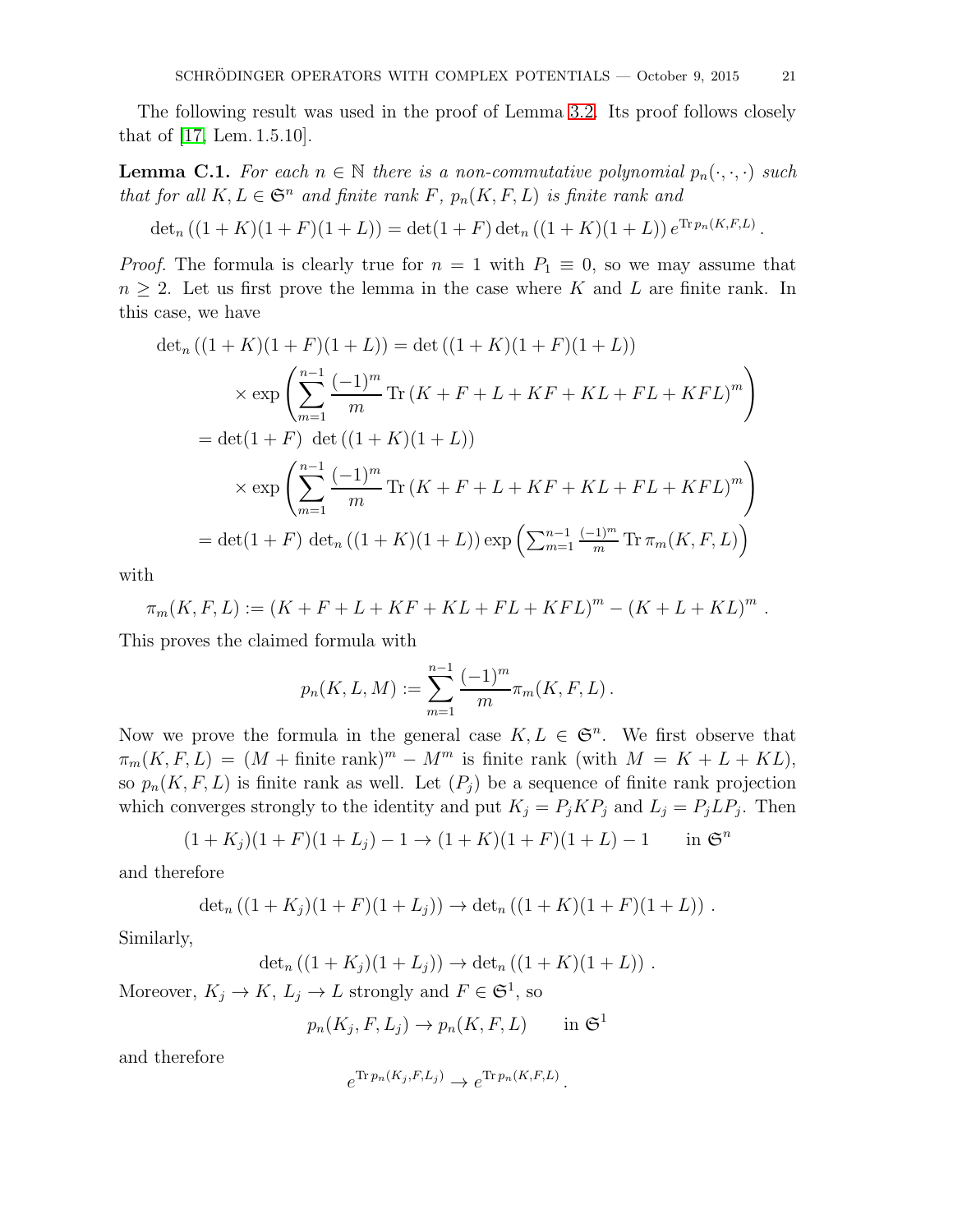The following result was used in the proof of Lemma 3.2. Its proof follows closely that of [17, Lem. 1.5.10].

**Lemma C.1.** *For each $n \in \mathbb{N}$ there is a non-commutative polynomial $p_n(\cdot,\cdot,\cdot)$ such that for all $K, L \in \mathfrak{S}^n$ and finite rank $F$, $p_n(K,F,L)$ is finite rank and*

$$\det_n\left((1+K)(1+F)(1+L)\right) = \det(1+F)\det_n\left((1+K)(1+L)\right)e^{\operatorname{Tr} p_n(K,F,L)}.$$

*Proof.* The formula is clearly true for $n = 1$ with $P_1 \equiv 0$, so we may assume that $n \geq 2$. Let us first prove the lemma in the case where $K$ and $L$ are finite rank. In this case, we have

$$\begin{aligned}
\det_n\left((1+K)(1+F)(1+L)\right) &= \det\left((1+K)(1+F)(1+L)\right) \\
&\quad \times \exp\left(\sum_{m=1}^{n-1}\frac{(-1)^m}{m}\operatorname{Tr}\left(K+F+L+KF+KL+FL+KFL\right)^m\right) \\
&= \det(1+F)\ \det\left((1+K)(1+L)\right) \\
&\quad \times \exp\left(\sum_{m=1}^{n-1}\frac{(-1)^m}{m}\operatorname{Tr}\left(K+F+L+KF+KL+FL+KFL\right)^m\right) \\
&= \det(1+F)\ \det_n\left((1+K)(1+L)\right)\exp\left(\textstyle\sum_{m=1}^{n-1}\frac{(-1)^m}{m}\operatorname{Tr}\pi_m(K,F,L)\right)
\end{aligned}$$

with

$$\pi_m(K,F,L) := \left(K+F+L+KF+KL+FL+KFL\right)^m - \left(K+L+KL\right)^m.$$

This proves the claimed formula with

$$p_n(K,L,M) := \sum_{m=1}^{n-1}\frac{(-1)^m}{m}\pi_m(K,F,L).$$

Now we prove the formula in the general case $K, L \in \mathfrak{S}^n$. We first observe that $\pi_m(K,F,L) = (M + \text{finite rank})^m - M^m$ is finite rank (with $M = K + L + KL$), so $p_n(K,F,L)$ is finite rank as well. Let $(P_j)$ be a sequence of finite rank projection which converges strongly to the identity and put $K_j = P_jKP_j$ and $L_j = P_jLP_j$. Then

$$(1+K_j)(1+F)(1+L_j) - 1 \to (1+K)(1+F)(1+L) - 1 \qquad \text{in } \mathfrak{S}^n$$

and therefore

$$\det_n\left((1+K_j)(1+F)(1+L_j)\right) \to \det_n\left((1+K)(1+F)(1+L)\right).$$

Similarly,

$$\det_n\left((1+K_j)(1+L_j)\right) \to \det_n\left((1+K)(1+L)\right).$$

Moreover, $K_j \to K$, $L_j \to L$ strongly and $F \in \mathfrak{S}^1$, so

$$p_n(K_j,F,L_j) \to p_n(K,F,L) \qquad \text{in } \mathfrak{S}^1$$

and therefore

$$e^{\operatorname{Tr} p_n(K_j,F,L_j)} \to e^{\operatorname{Tr} p_n(K,F,L)}.$$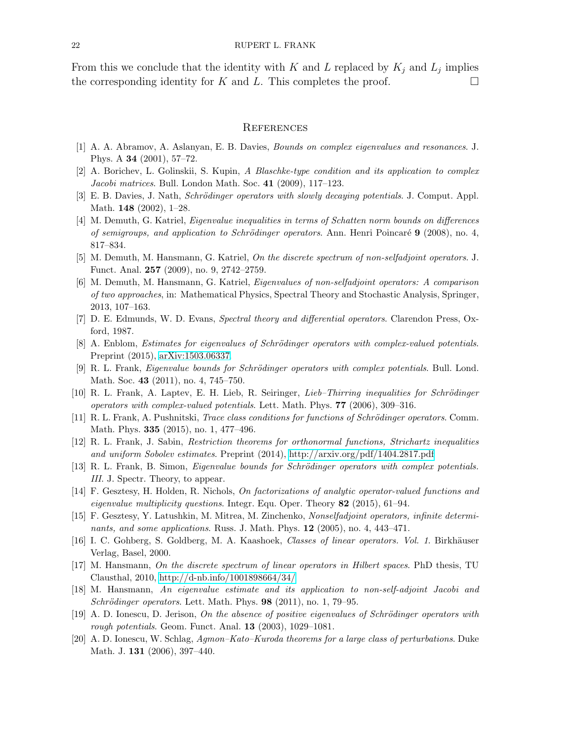From this we conclude that the identity with $K$ and $L$ replaced by $K_j$ and $L_j$ implies the corresponding identity for $K$ and $L$. This completes the proof. $\square$

## References

[1] A. A. Abramov, A. Aslanyan, E. B. Davies, *Bounds on complex eigenvalues and resonances*. J. Phys. A **34** (2001), 57–72.

[2] A. Borichev, L. Golinskii, S. Kupin, *A Blaschke-type condition and its application to complex Jacobi matrices*. Bull. London Math. Soc. **41** (2009), 117–123.

[3] E. B. Davies, J. Nath, *Schrödinger operators with slowly decaying potentials*. J. Comput. Appl. Math. **148** (2002), 1–28.

[4] M. Demuth, G. Katriel, *Eigenvalue inequalities in terms of Schatten norm bounds on differences of semigroups, and application to Schrödinger operators*. Ann. Henri Poincaré **9** (2008), no. 4, 817–834.

[5] M. Demuth, M. Hansmann, G. Katriel, *On the discrete spectrum of non-selfadjoint operators*. J. Funct. Anal. **257** (2009), no. 9, 2742–2759.

[6] M. Demuth, M. Hansmann, G. Katriel, *Eigenvalues of non-selfadjoint operators: A comparison of two approaches*, in: Mathematical Physics, Spectral Theory and Stochastic Analysis, Springer, 2013, 107–163.

[7] D. E. Edmunds, W. D. Evans, *Spectral theory and differential operators*. Clarendon Press, Oxford, 1987.

[8] A. Enblom, *Estimates for eigenvalues of Schrödinger operators with complex-valued potentials*. Preprint (2015), arXiv:1503.06337.

[9] R. L. Frank, *Eigenvalue bounds for Schrödinger operators with complex potentials*. Bull. Lond. Math. Soc. **43** (2011), no. 4, 745–750.

[10] R. L. Frank, A. Laptev, E. H. Lieb, R. Seiringer, *Lieb–Thirring inequalities for Schrödinger operators with complex-valued potentials*. Lett. Math. Phys. **77** (2006), 309–316.

[11] R. L. Frank, A. Pushnitski, *Trace class conditions for functions of Schrödinger operators*. Comm. Math. Phys. **335** (2015), no. 1, 477–496.

[12] R. L. Frank, J. Sabin, *Restriction theorems for orthonormal functions, Strichartz inequalities and uniform Sobolev estimates*. Preprint (2014), http://arxiv.org/pdf/1404.2817.pdf

[13] R. L. Frank, B. Simon, *Eigenvalue bounds for Schrödinger operators with complex potentials. III*. J. Spectr. Theory, to appear.

[14] F. Gesztesy, H. Holden, R. Nichols, *On factorizations of analytic operator-valued functions and eigenvalue multiplicity questions*. Integr. Equ. Oper. Theory **82** (2015), 61–94.

[15] F. Gesztesy, Y. Latushkin, M. Mitrea, M. Zinchenko, *Nonselfadjoint operators, infinite determinants, and some applications*. Russ. J. Math. Phys. **12** (2005), no. 4, 443–471.

[16] I. C. Gohberg, S. Goldberg, M. A. Kaashoek, *Classes of linear operators. Vol. 1*. Birkhäuser Verlag, Basel, 2000.

[17] M. Hansmann, *On the discrete spectrum of linear operators in Hilbert spaces*. PhD thesis, TU Clausthal, 2010, http://d-nb.info/1001898664/34/

[18] M. Hansmann, *An eigenvalue estimate and its application to non-self-adjoint Jacobi and Schrödinger operators*. Lett. Math. Phys. **98** (2011), no. 1, 79–95.

[19] A. D. Ionescu, D. Jerison, *On the absence of positive eigenvalues of Schrödinger operators with rough potentials*. Geom. Funct. Anal. **13** (2003), 1029–1081.

[20] A. D. Ionescu, W. Schlag, *Agmon–Kato–Kuroda theorems for a large class of perturbations*. Duke Math. J. **131** (2006), 397–440.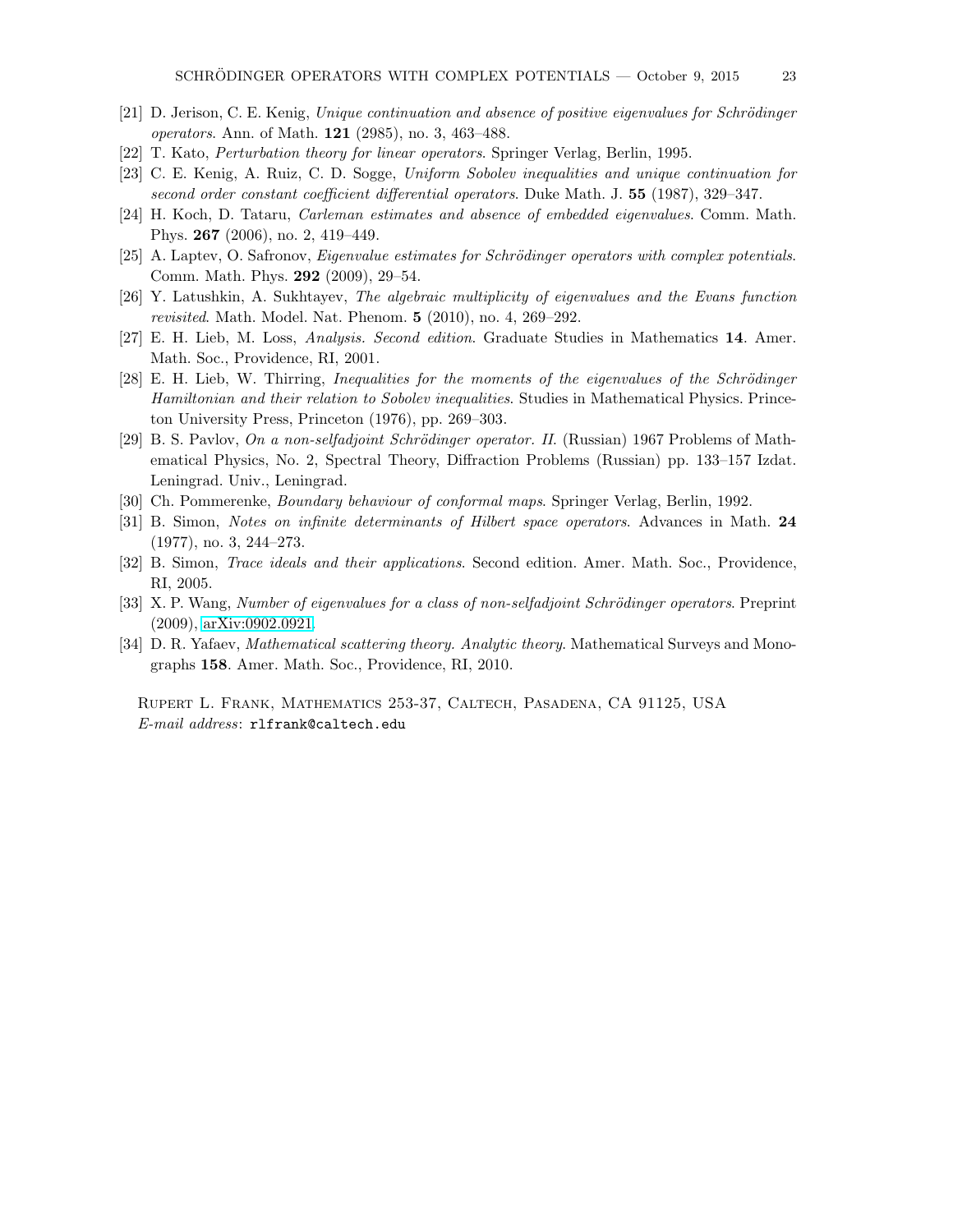[21] D. Jerison, C. E. Kenig, *Unique continuation and absence of positive eigenvalues for Schrödinger operators*. Ann. of Math. **121** (2985), no. 3, 463–488.

[22] T. Kato, *Perturbation theory for linear operators*. Springer Verlag, Berlin, 1995.

[23] C. E. Kenig, A. Ruiz, C. D. Sogge, *Uniform Sobolev inequalities and unique continuation for second order constant coefficient differential operators*. Duke Math. J. **55** (1987), 329–347.

[24] H. Koch, D. Tataru, *Carleman estimates and absence of embedded eigenvalues*. Comm. Math. Phys. **267** (2006), no. 2, 419–449.

[25] A. Laptev, O. Safronov, *Eigenvalue estimates for Schrödinger operators with complex potentials*. Comm. Math. Phys. **292** (2009), 29–54.

[26] Y. Latushkin, A. Sukhtayev, *The algebraic multiplicity of eigenvalues and the Evans function revisited*. Math. Model. Nat. Phenom. **5** (2010), no. 4, 269–292.

[27] E. H. Lieb, M. Loss, *Analysis. Second edition*. Graduate Studies in Mathematics **14**. Amer. Math. Soc., Providence, RI, 2001.

[28] E. H. Lieb, W. Thirring, *Inequalities for the moments of the eigenvalues of the Schrödinger Hamiltonian and their relation to Sobolev inequalities*. Studies in Mathematical Physics. Princeton University Press, Princeton (1976), pp. 269–303.

[29] B. S. Pavlov, *On a non-selfadjoint Schrödinger operator. II.* (Russian) 1967 Problems of Mathematical Physics, No. 2, Spectral Theory, Diffraction Problems (Russian) pp. 133–157 Izdat. Leningrad. Univ., Leningrad.

[30] Ch. Pommerenke, *Boundary behaviour of conformal maps*. Springer Verlag, Berlin, 1992.

[31] B. Simon, *Notes on infinite determinants of Hilbert space operators*. Advances in Math. **24** (1977), no. 3, 244–273.

[32] B. Simon, *Trace ideals and their applications*. Second edition. Amer. Math. Soc., Providence, RI, 2005.

[33] X. P. Wang, *Number of eigenvalues for a class of non-selfadjoint Schrödinger operators*. Preprint (2009), arXiv:0902.0921.

[34] D. R. Yafaev, *Mathematical scattering theory. Analytic theory.* Mathematical Surveys and Monographs **158**. Amer. Math. Soc., Providence, RI, 2010.

Rupert L. Frank, Mathematics 253-37, Caltech, Pasadena, CA 91125, USA
*E-mail address*: `rlfrank@caltech.edu`